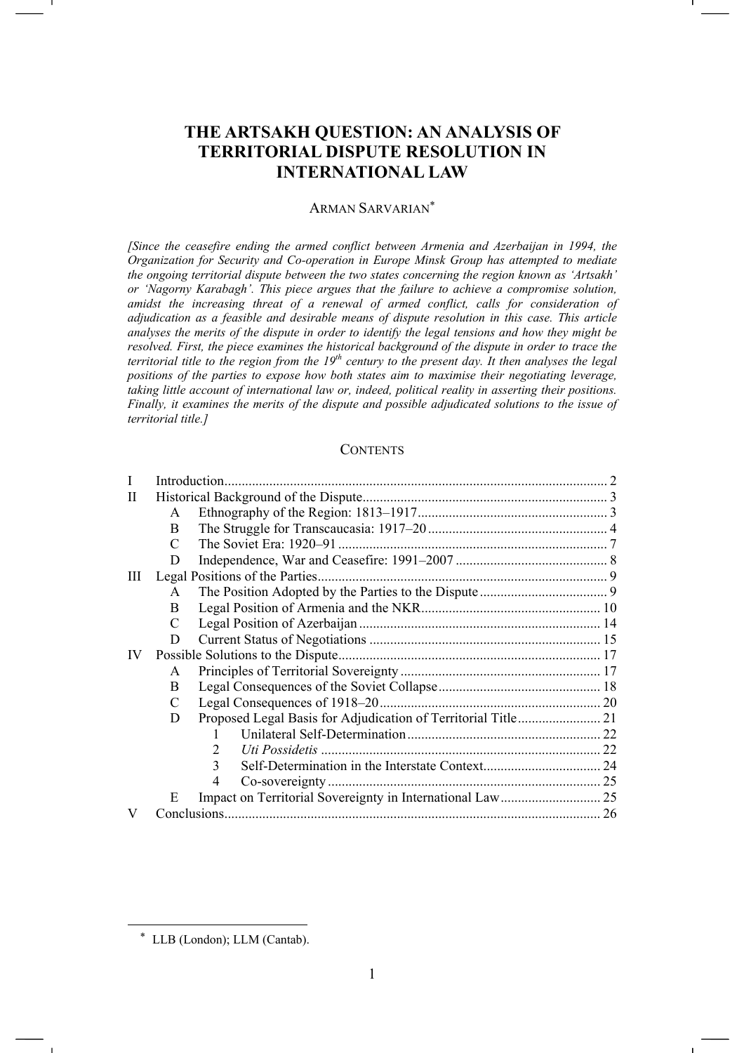# THE ARTSAKH QUESTION: AN ANALYSIS OF TERRITORIAL DISPUTE RESOLUTION IN INTERNATIONAL LAW

ARMAN SARVARIAN[*]

*[Since the ceasefire ending the armed conflict between Armenia and Azerbaijan in 1994, the Organization for Security and Co-operation in Europe Minsk Group has attempted to mediate the ongoing territorial dispute between the two states concerning the region known as 'Artsakh' or 'Nagorny Karabagh'. This piece argues that the failure to achieve a compromise solution, amidst the increasing threat of a renewal of armed conflict, calls for consideration of adjudication as a feasible and desirable means of dispute resolution in this case. This article analyses the merits of the dispute in order to identify the legal tensions and how they might be resolved. First, the piece examines the historical background of the dispute in order to trace the territorial title to the region from the 19th century to the present day. It then analyses the legal positions of the parties to expose how both states aim to maximise their negotiating leverage, taking little account of international law or, indeed, political reality in asserting their positions. Finally, it examines the merits of the dispute and possible adjudicated solutions to the issue of territorial title.]*

## CONTENTS

| | | | |
|---|---|---|---|
| I | Introduction | | 2 |
| II | Historical Background of the Dispute | | 3 |
| | A | Ethnography of the Region: 1813–1917 | 3 |
| | B | The Struggle for Transcaucasia: 1917–20 | 4 |
| | C | The Soviet Era: 1920–91 | 7 |
| | D | Independence, War and Ceasefire: 1991–2007 | 8 |
| III | Legal Positions of the Parties | | 9 |
| | A | The Position Adopted by the Parties to the Dispute | 9 |
| | B | Legal Position of Armenia and the NKR | 10 |
| | C | Legal Position of Azerbaijan | 14 |
| | D | Current Status of Negotiations | 15 |
| IV | Possible Solutions to the Dispute | | 17 |
| | A | Principles of Territorial Sovereignty | 17 |
| | B | Legal Consequences of the Soviet Collapse | 18 |
| | C | Legal Consequences of 1918–20 | 20 |
| | D | Proposed Legal Basis for Adjudication of Territorial Title | 21 |
| | | 1 Unilateral Self-Determination | 22 |
| | | 2 *Uti Possidetis* | 22 |
| | | 3 Self-Determination in the Interstate Context | 24 |
| | | 4 Co-sovereignty | 25 |
| | E | Impact on Territorial Sovereignty in International Law | 25 |
| V | Conclusions | | 26 |

[*] LLB (London); LLM (Cantab).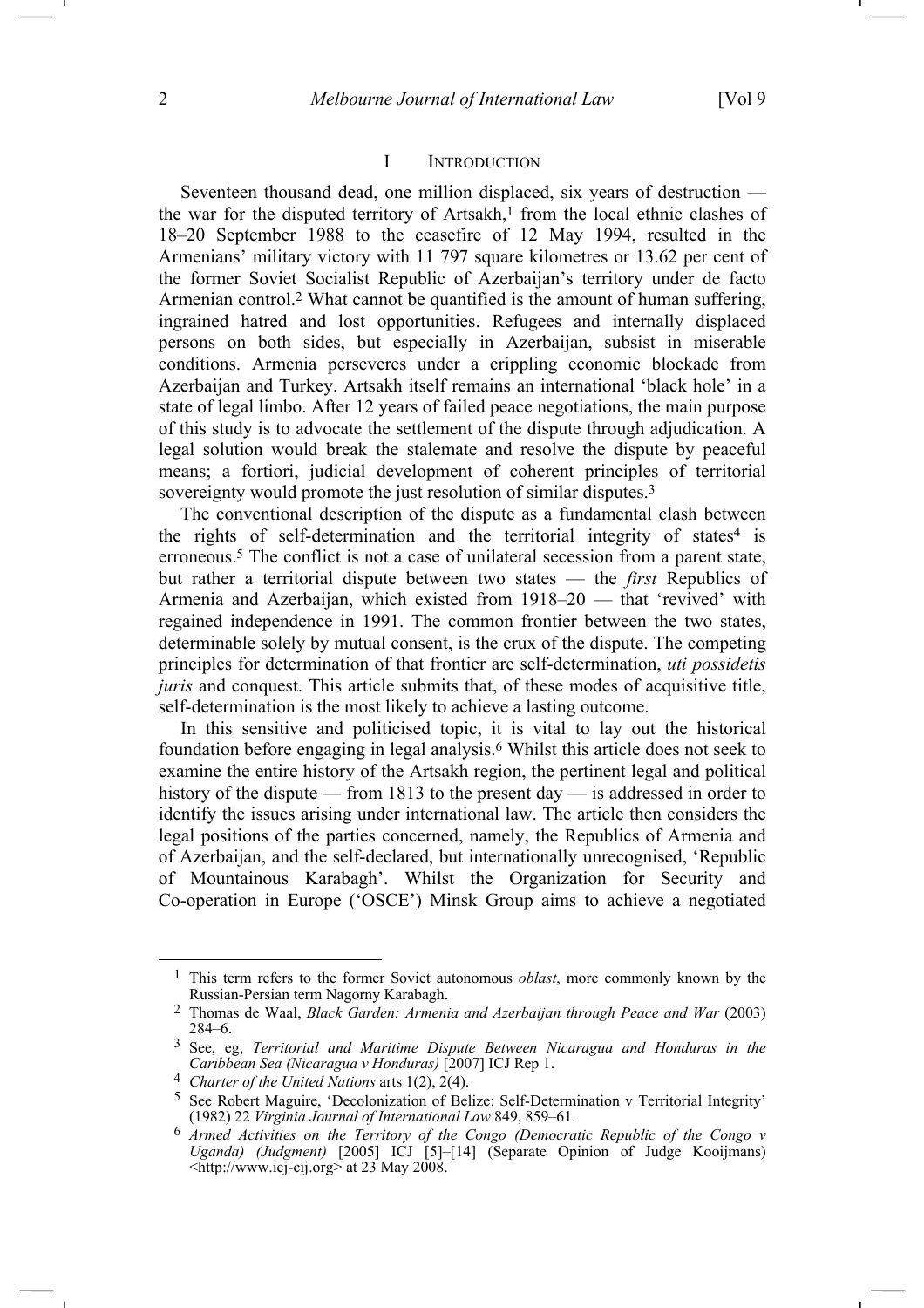## I INTRODUCTION

Seventeen thousand dead, one million displaced, six years of destruction — the war for the disputed territory of Artsakh,[1] from the local ethnic clashes of 18–20 September 1988 to the ceasefire of 12 May 1994, resulted in the Armenians' military victory with 11 797 square kilometres or 13.62 per cent of the former Soviet Socialist Republic of Azerbaijan's territory under de facto Armenian control.[2] What cannot be quantified is the amount of human suffering, ingrained hatred and lost opportunities. Refugees and internally displaced persons on both sides, but especially in Azerbaijan, subsist in miserable conditions. Armenia perseveres under a crippling economic blockade from Azerbaijan and Turkey. Artsakh itself remains an international 'black hole' in a state of legal limbo. After 12 years of failed peace negotiations, the main purpose of this study is to advocate the settlement of the dispute through adjudication. A legal solution would break the stalemate and resolve the dispute by peaceful means; a fortiori, judicial development of coherent principles of territorial sovereignty would promote the just resolution of similar disputes.[3]

The conventional description of the dispute as a fundamental clash between the rights of self-determination and the territorial integrity of states[4] is erroneous.[5] The conflict is not a case of unilateral secession from a parent state, but rather a territorial dispute between two states — the *first* Republics of Armenia and Azerbaijan, which existed from 1918–20 — that 'revived' with regained independence in 1991. The common frontier between the two states, determinable solely by mutual consent, is the crux of the dispute. The competing principles for determination of that frontier are self-determination, *uti possidetis juris* and conquest. This article submits that, of these modes of acquisitive title, self-determination is the most likely to achieve a lasting outcome.

In this sensitive and politicised topic, it is vital to lay out the historical foundation before engaging in legal analysis.[6] Whilst this article does not seek to examine the entire history of the Artsakh region, the pertinent legal and political history of the dispute — from 1813 to the present day — is addressed in order to identify the issues arising under international law. The article then considers the legal positions of the parties concerned, namely, the Republics of Armenia and of Azerbaijan, and the self-declared, but internationally unrecognised, 'Republic of Mountainous Karabagh'. Whilst the Organization for Security and Co-operation in Europe ('OSCE') Minsk Group aims to achieve a negotiated

---

[1] This term refers to the former Soviet autonomous *oblast*, more commonly known by the Russian-Persian term Nagorny Karabagh.

[2] Thomas de Waal, *Black Garden: Armenia and Azerbaijan through Peace and War* (2003) 284–6.

[3] See, eg, *Territorial and Maritime Dispute Between Nicaragua and Honduras in the Caribbean Sea (Nicaragua v Honduras)* [2007] ICJ Rep 1.

[4] *Charter of the United Nations* arts 1(2), 2(4).

[5] See Robert Maguire, 'Decolonization of Belize: Self-Determination v Territorial Integrity' (1982) 22 *Virginia Journal of International Law* 849, 859–61.

[6] *Armed Activities on the Territory of the Congo (Democratic Republic of the Congo v Uganda) (Judgment)* [2005] ICJ [5]–[14] (Separate Opinion of Judge Kooijmans) <http://www.icj-cij.org> at 23 May 2008.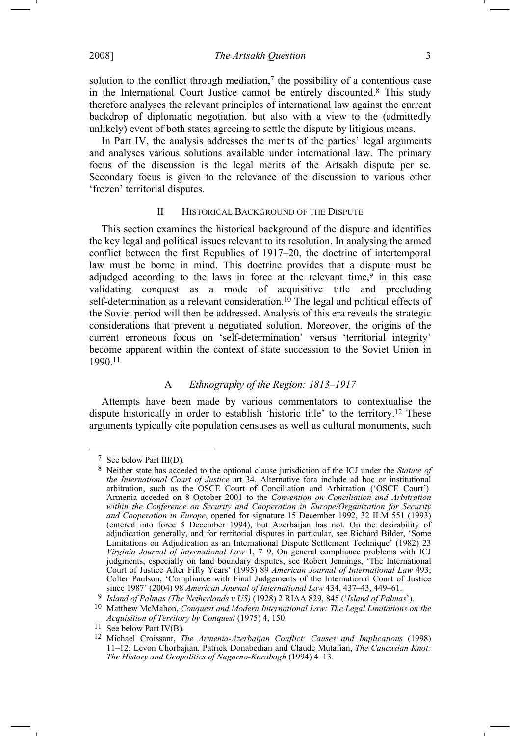solution to the conflict through mediation,[7] the possibility of a contentious case in the International Court Justice cannot be entirely discounted.[8] This study therefore analyses the relevant principles of international law against the current backdrop of diplomatic negotiation, but also with a view to the (admittedly unlikely) event of both states agreeing to settle the dispute by litigious means.

In Part IV, the analysis addresses the merits of the parties' legal arguments and analyses various solutions available under international law. The primary focus of the discussion is the legal merits of the Artsakh dispute per se. Secondary focus is given to the relevance of the discussion to various other 'frozen' territorial disputes.

## II HISTORICAL BACKGROUND OF THE DISPUTE

This section examines the historical background of the dispute and identifies the key legal and political issues relevant to its resolution. In analysing the armed conflict between the first Republics of 1917–20, the doctrine of intertemporal law must be borne in mind. This doctrine provides that a dispute must be adjudged according to the laws in force at the relevant time,[9] in this case validating conquest as a mode of acquisitive title and precluding self-determination as a relevant consideration.[10] The legal and political effects of the Soviet period will then be addressed. Analysis of this era reveals the strategic considerations that prevent a negotiated solution. Moreover, the origins of the current erroneous focus on 'self-determination' versus 'territorial integrity' become apparent within the context of state succession to the Soviet Union in 1990.[11]

### A *Ethnography of the Region: 1813–1917*

Attempts have been made by various commentators to contextualise the dispute historically in order to establish 'historic title' to the territory.[12] These arguments typically cite population censuses as well as cultural monuments, such

---

[7] See below Part III(D).

[8] Neither state has acceded to the optional clause jurisdiction of the ICJ under the *Statute of the International Court of Justice* art 34. Alternative fora include ad hoc or institutional arbitration, such as the OSCE Court of Conciliation and Arbitration ('OSCE Court'). Armenia acceded on 8 October 2001 to the *Convention on Conciliation and Arbitration within the Conference on Security and Cooperation in Europe/Organization for Security and Cooperation in Europe*, opened for signature 15 December 1992, 32 ILM 551 (1993) (entered into force 5 December 1994), but Azerbaijan has not. On the desirability of adjudication generally, and for territorial disputes in particular, see Richard Bilder, 'Some Limitations on Adjudication as an International Dispute Settlement Technique' (1982) 23 *Virginia Journal of International Law* 1, 7–9. On general compliance problems with ICJ judgments, especially on land boundary disputes, see Robert Jennings, 'The International Court of Justice After Fifty Years' (1995) 89 *American Journal of International Law* 493; Colter Paulson, 'Compliance with Final Judgements of the International Court of Justice since 1987' (2004) 98 *American Journal of International Law* 434, 437–43, 449–61.

[9] *Island of Palmas (The Netherlands v US)* (1928) 2 RIAA 829, 845 ('*Island of Palmas*').

[10] Matthew McMahon, *Conquest and Modern International Law: The Legal Limitations on the Acquisition of Territory by Conquest* (1975) 4, 150.

[11] See below Part IV(B).

[12] Michael Croissant, *The Armenia-Azerbaijan Conflict: Causes and Implications* (1998) 11–12; Levon Chorbajian, Patrick Donabedian and Claude Mutafian, *The Caucasian Knot: The History and Geopolitics of Nagorno-Karabagh* (1994) 4–13.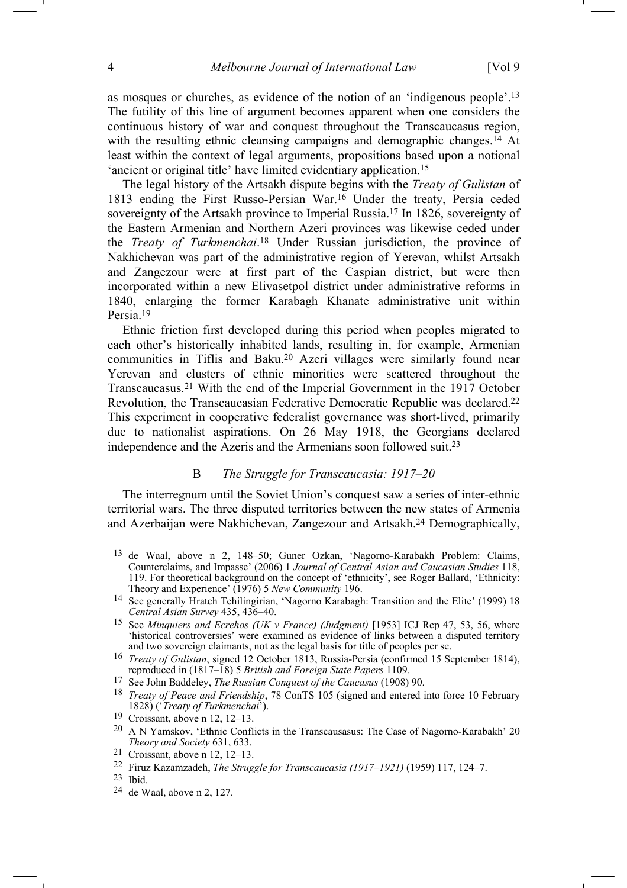as mosques or churches, as evidence of the notion of an 'indigenous people'.[13] The futility of this line of argument becomes apparent when one considers the continuous history of war and conquest throughout the Transcaucasus region, with the resulting ethnic cleansing campaigns and demographic changes.[14] At least within the context of legal arguments, propositions based upon a notional 'ancient or original title' have limited evidentiary application.[15]

The legal history of the Artsakh dispute begins with the *Treaty of Gulistan* of 1813 ending the First Russo-Persian War.[16] Under the treaty, Persia ceded sovereignty of the Artsakh province to Imperial Russia.[17] In 1826, sovereignty of the Eastern Armenian and Northern Azeri provinces was likewise ceded under the *Treaty of Turkmenchai*.[18] Under Russian jurisdiction, the province of Nakhichevan was part of the administrative region of Yerevan, whilst Artsakh and Zangezour were at first part of the Caspian district, but were then incorporated within a new Elivasetpol district under administrative reforms in 1840, enlarging the former Karabagh Khanate administrative unit within Persia.[19]

Ethnic friction first developed during this period when peoples migrated to each other's historically inhabited lands, resulting in, for example, Armenian communities in Tiflis and Baku.[20] Azeri villages were similarly found near Yerevan and clusters of ethnic minorities were scattered throughout the Transcaucasus.[21] With the end of the Imperial Government in the 1917 October Revolution, the Transcaucasian Federative Democratic Republic was declared.[22] This experiment in cooperative federalist governance was short-lived, primarily due to nationalist aspirations. On 26 May 1918, the Georgians declared independence and the Azeris and the Armenians soon followed suit.[23]

### B *The Struggle for Transcaucasia: 1917–20*

The interregnum until the Soviet Union's conquest saw a series of inter-ethnic territorial wars. The three disputed territories between the new states of Armenia and Azerbaijan were Nakhichevan, Zangezour and Artsakh.[24] Demographically,

---

[13] de Waal, above n 2, 148–50; Guner Ozkan, 'Nagorno-Karabakh Problem: Claims, Counterclaims, and Impasse' (2006) 1 *Journal of Central Asian and Caucasian Studies* 118, 119. For theoretical background on the concept of 'ethnicity', see Roger Ballard, 'Ethnicity: Theory and Experience' (1976) 5 *New Community* 196.

[14] See generally Hratch Tchilingirian, 'Nagorno Karabagh: Transition and the Elite' (1999) 18 *Central Asian Survey* 435, 436–40.

[15] See *Minquiers and Ecrehos (UK v France) (Judgment)* [1953] ICJ Rep 47, 53, 56, where 'historical controversies' were examined as evidence of links between a disputed territory and two sovereign claimants, not as the legal basis for title of peoples per se.

[16] *Treaty of Gulistan*, signed 12 October 1813, Russia-Persia (confirmed 15 September 1814), reproduced in (1817–18) 5 *British and Foreign State Papers* 1109.

[17] See John Baddeley, *The Russian Conquest of the Caucasus* (1908) 90.

[18] *Treaty of Peace and Friendship*, 78 ConTS 105 (signed and entered into force 10 February 1828) ('*Treaty of Turkmenchai*').

[19] Croissant, above n 12, 12–13.

[20] A N Yamskov, 'Ethnic Conflicts in the Transcausasus: The Case of Nagorno-Karabakh' 20 *Theory and Society* 631, 633.

[21] Croissant, above n 12, 12–13.

[22] Firuz Kazamzadeh, *The Struggle for Transcaucasia (1917–1921)* (1959) 117, 124–7.

[23] Ibid.

[24] de Waal, above n 2, 127.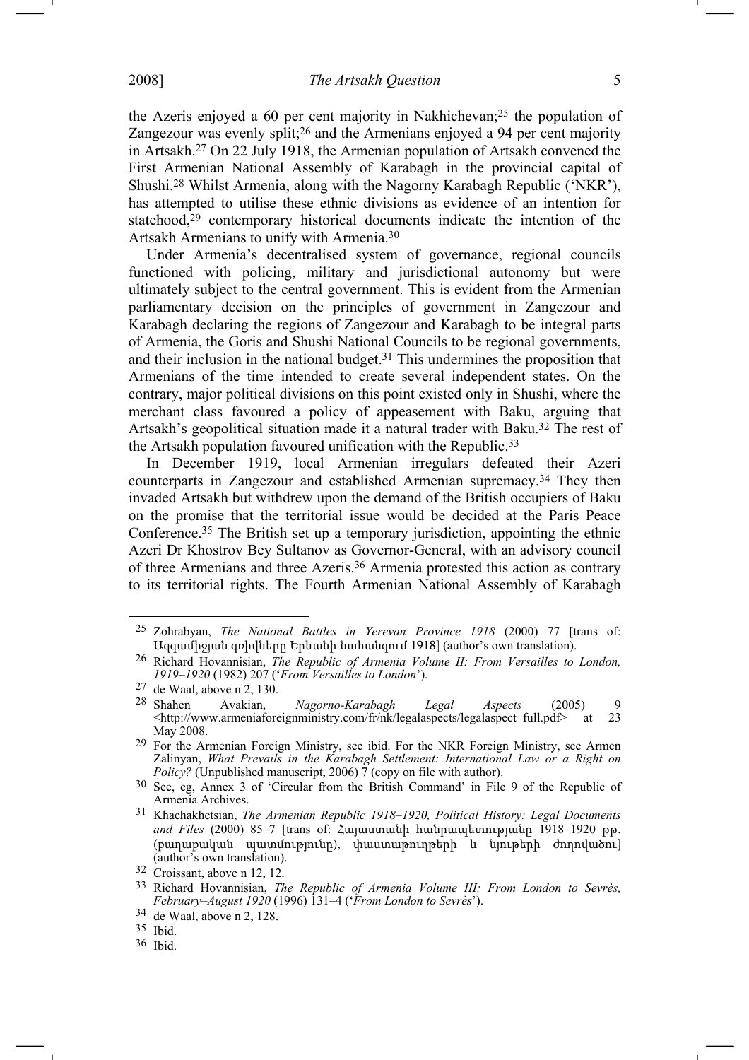the Azeris enjoyed a 60 per cent majority in Nakhichevan;[25] the population of Zangezour was evenly split;[26] and the Armenians enjoyed a 94 per cent majority in Artsakh.[27] On 22 July 1918, the Armenian population of Artsakh convened the First Armenian National Assembly of Karabagh in the provincial capital of Shushi.[28] Whilst Armenia, along with the Nagorny Karabagh Republic ('NKR'), has attempted to utilise these ethnic divisions as evidence of an intention for statehood,[29] contemporary historical documents indicate the intention of the Artsakh Armenians to unify with Armenia.[30]

Under Armenia's decentralised system of governance, regional councils functioned with policing, military and jurisdictional autonomy but were ultimately subject to the central government. This is evident from the Armenian parliamentary decision on the principles of government in Zangezour and Karabagh declaring the regions of Zangezour and Karabagh to be integral parts of Armenia, the Goris and Shushi National Councils to be regional governments, and their inclusion in the national budget.[31] This undermines the proposition that Armenians of the time intended to create several independent states. On the contrary, major political divisions on this point existed only in Shushi, where the merchant class favoured a policy of appeasement with Baku, arguing that Artsakh's geopolitical situation made it a natural trader with Baku.[32] The rest of the Artsakh population favoured unification with the Republic.[33]

In December 1919, local Armenian irregulars defeated their Azeri counterparts in Zangezour and established Armenian supremacy.[34] They then invaded Artsakh but withdrew upon the demand of the British occupiers of Baku on the promise that the territorial issue would be decided at the Paris Peace Conference.[35] The British set up a temporary jurisdiction, appointing the ethnic Azeri Dr Khostrov Bey Sultanov as Governor-General, with an advisory council of three Armenians and three Azeris.[36] Armenia protested this action as contrary to its territorial rights. The Fourth Armenian National Assembly of Karabagh

---

25 Zohrabyan, *The National Battles in Yerevan Province 1918* (2000) 77 [trans of: Ազգամիջյան գոփվները Երևանի նահանգում 1918] (author's own translation).

26 Richard Hovannisian, *The Republic of Armenia Volume II: From Versailles to London, 1919–1920* (1982) 207 ('*From Versailles to London*').

27 de Waal, above n 2, 130.

28 Shahen Avakian, *Nagorno-Karabagh Legal Aspects* (2005) 9 <http://www.armeniaforeignministry.com/fr/nk/legalaspects/legalaspect_full.pdf> at 23 May 2008.

29 For the Armenian Foreign Ministry, see ibid. For the NKR Foreign Ministry, see Armen Zalinyan, *What Prevails in the Karabagh Settlement: International Law or a Right on Policy?* (Unpublished manuscript, 2006) 7 (copy on file with author).

30 See, eg, Annex 3 of 'Circular from the British Command' in File 9 of the Republic of Armenia Archives.

31 Khachakhetsian, *The Armenian Republic 1918–1920, Political History: Legal Documents and Files* (2000) 85–7 [trans of: Հայաստանի հանրապետությանը 1918–1920 թթ. (քաղաքական պատմությունը), փաստաթղթերի և նյութերի ժողովածու] (author's own translation).

32 Croissant, above n 12, 12.

33 Richard Hovannisian, *The Republic of Armenia Volume III: From London to Sevrès, February–August 1920* (1996) 131–4 ('*From London to Sevrès*').

34 de Waal, above n 2, 128.

35 Ibid.

36 Ibid.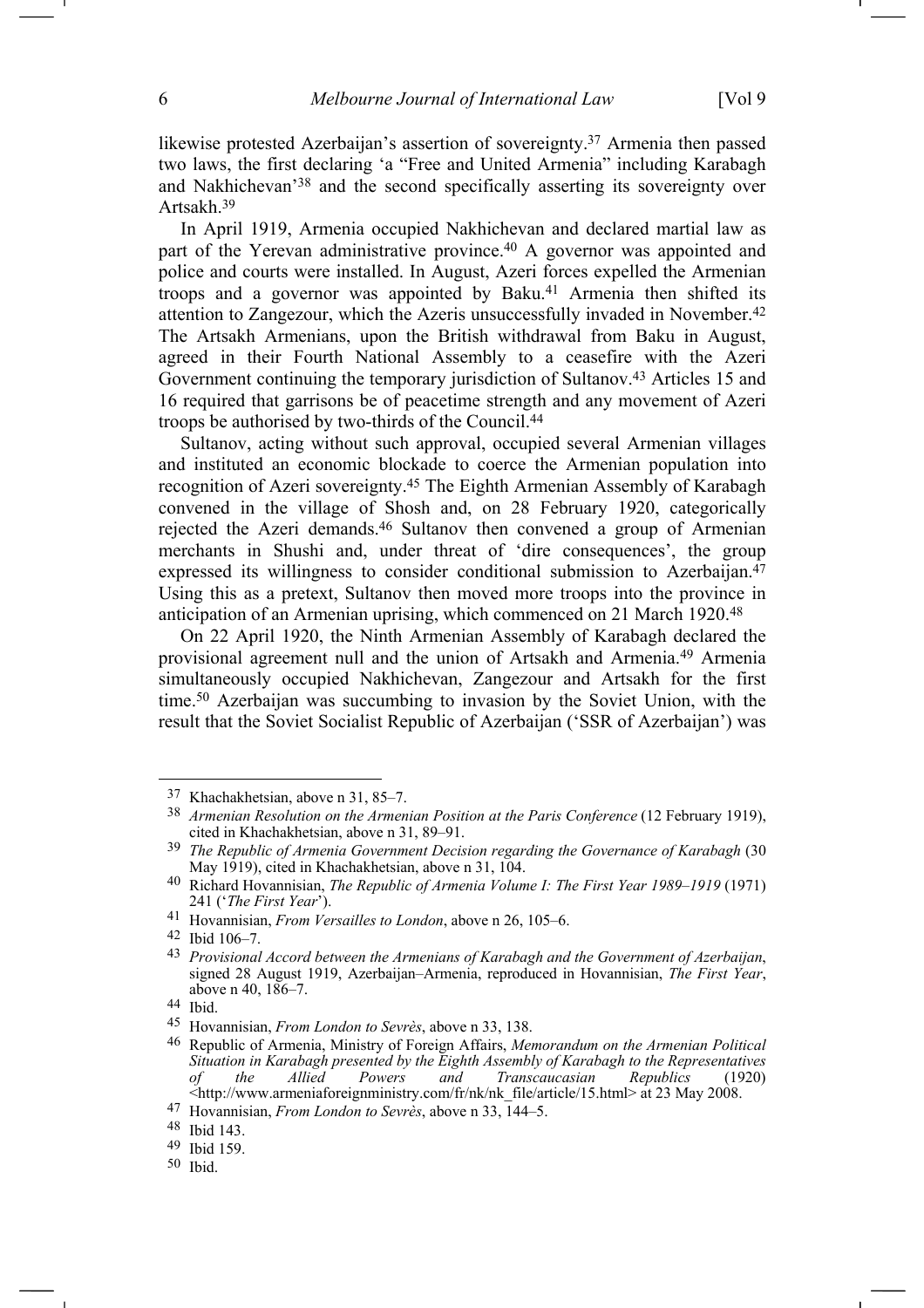likewise protested Azerbaijan's assertion of sovereignty.[37] Armenia then passed two laws, the first declaring 'a "Free and United Armenia" including Karabagh and Nakhichevan'[38] and the second specifically asserting its sovereignty over Artsakh.[39]

In April 1919, Armenia occupied Nakhichevan and declared martial law as part of the Yerevan administrative province.[40] A governor was appointed and police and courts were installed. In August, Azeri forces expelled the Armenian troops and a governor was appointed by Baku.[41] Armenia then shifted its attention to Zangezour, which the Azeris unsuccessfully invaded in November.[42] The Artsakh Armenians, upon the British withdrawal from Baku in August, agreed in their Fourth National Assembly to a ceasefire with the Azeri Government continuing the temporary jurisdiction of Sultanov.[43] Articles 15 and 16 required that garrisons be of peacetime strength and any movement of Azeri troops be authorised by two-thirds of the Council.[44]

Sultanov, acting without such approval, occupied several Armenian villages and instituted an economic blockade to coerce the Armenian population into recognition of Azeri sovereignty.[45] The Eighth Armenian Assembly of Karabagh convened in the village of Shosh and, on 28 February 1920, categorically rejected the Azeri demands.[46] Sultanov then convened a group of Armenian merchants in Shushi and, under threat of 'dire consequences', the group expressed its willingness to consider conditional submission to Azerbaijan.[47] Using this as a pretext, Sultanov then moved more troops into the province in anticipation of an Armenian uprising, which commenced on 21 March 1920.[48]

On 22 April 1920, the Ninth Armenian Assembly of Karabagh declared the provisional agreement null and the union of Artsakh and Armenia.[49] Armenia simultaneously occupied Nakhichevan, Zangezour and Artsakh for the first time.[50] Azerbaijan was succumbing to invasion by the Soviet Union, with the result that the Soviet Socialist Republic of Azerbaijan ('SSR of Azerbaijan') was

---

[37] Khachakhetsian, above n 31, 85–7.

[38] *Armenian Resolution on the Armenian Position at the Paris Conference* (12 February 1919), cited in Khachakhetsian, above n 31, 89–91.

[39] *The Republic of Armenia Government Decision regarding the Governance of Karabagh* (30 May 1919), cited in Khachakhetsian, above n 31, 104.

[40] Richard Hovannisian, *The Republic of Armenia Volume I: The First Year 1989–1919* (1971) 241 ('*The First Year*').

[41] Hovannisian, *From Versailles to London*, above n 26, 105–6.

[42] Ibid 106–7.

[43] *Provisional Accord between the Armenians of Karabagh and the Government of Azerbaijan*, signed 28 August 1919, Azerbaijan–Armenia, reproduced in Hovannisian, *The First Year*, above n 40, 186–7.

[44] Ibid.

[45] Hovannisian, *From London to Sevrès*, above n 33, 138.

[46] Republic of Armenia, Ministry of Foreign Affairs, *Memorandum on the Armenian Political Situation in Karabagh presented by the Eighth Assembly of Karabagh to the Representatives of the Allied Powers and Transcaucasian Republics* (1920) <http://www.armeniaforeignministry.com/fr/nk/nk_file/article/15.html> at 23 May 2008.

[47] Hovannisian, *From London to Sevrès*, above n 33, 144–5.

[48] Ibid 143.

[49] Ibid 159.

[50] Ibid.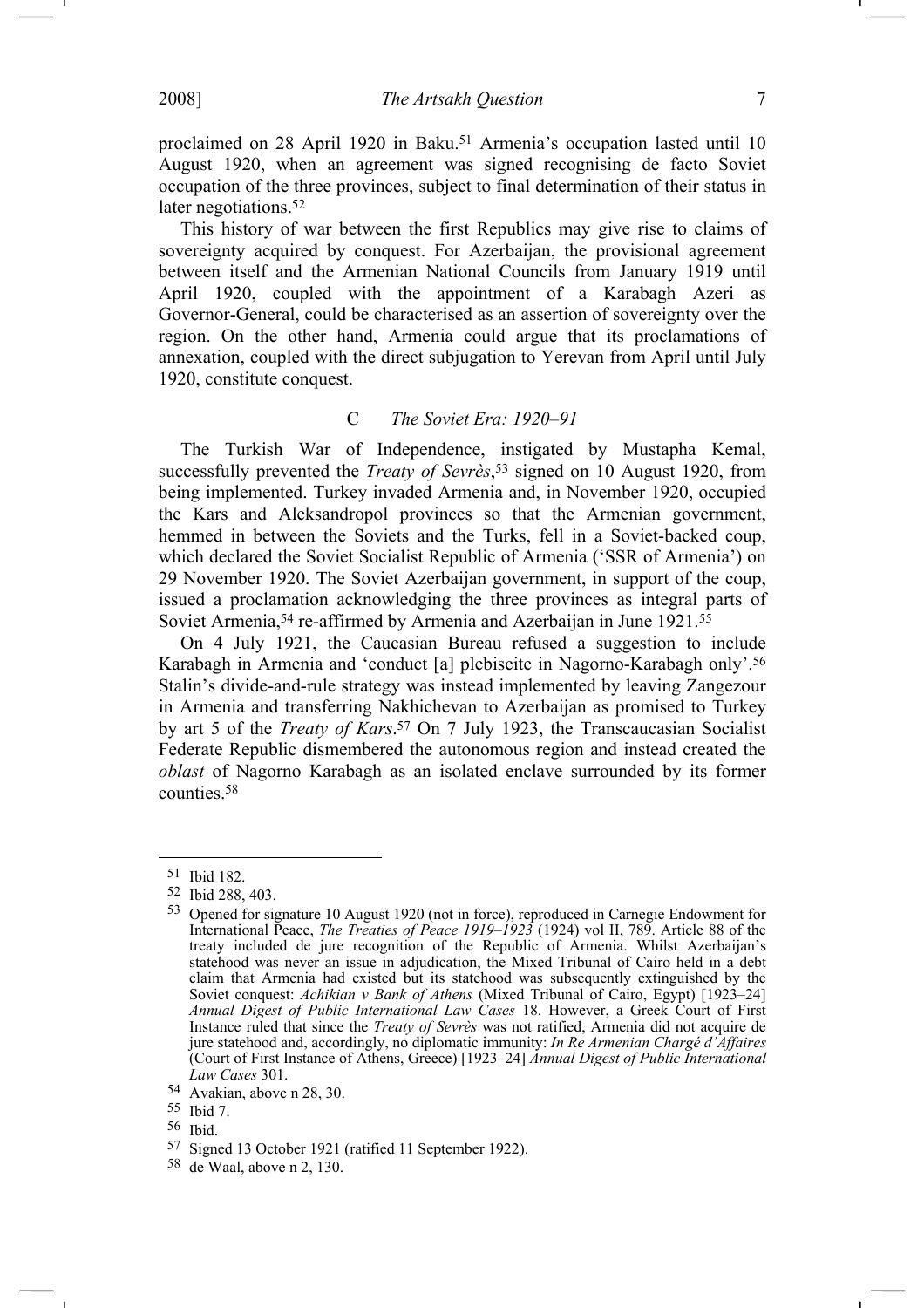proclaimed on 28 April 1920 in Baku.[51] Armenia's occupation lasted until 10 August 1920, when an agreement was signed recognising de facto Soviet occupation of the three provinces, subject to final determination of their status in later negotiations.[52]

This history of war between the first Republics may give rise to claims of sovereignty acquired by conquest. For Azerbaijan, the provisional agreement between itself and the Armenian National Councils from January 1919 until April 1920, coupled with the appointment of a Karabagh Azeri as Governor-General, could be characterised as an assertion of sovereignty over the region. On the other hand, Armenia could argue that its proclamations of annexation, coupled with the direct subjugation to Yerevan from April until July 1920, constitute conquest.

### C *The Soviet Era: 1920–91*

The Turkish War of Independence, instigated by Mustapha Kemal, successfully prevented the *Treaty of Sevrès*,[53] signed on 10 August 1920, from being implemented. Turkey invaded Armenia and, in November 1920, occupied the Kars and Aleksandropol provinces so that the Armenian government, hemmed in between the Soviets and the Turks, fell in a Soviet-backed coup, which declared the Soviet Socialist Republic of Armenia ('SSR of Armenia') on 29 November 1920. The Soviet Azerbaijan government, in support of the coup, issued a proclamation acknowledging the three provinces as integral parts of Soviet Armenia,[54] re-affirmed by Armenia and Azerbaijan in June 1921.[55]

On 4 July 1921, the Caucasian Bureau refused a suggestion to include Karabagh in Armenia and 'conduct [a] plebiscite in Nagorno-Karabagh only'.[56] Stalin's divide-and-rule strategy was instead implemented by leaving Zangezour in Armenia and transferring Nakhichevan to Azerbaijan as promised to Turkey by art 5 of the *Treaty of Kars*.[57] On 7 July 1923, the Transcaucasian Socialist Federate Republic dismembered the autonomous region and instead created the *oblast* of Nagorno Karabagh as an isolated enclave surrounded by its former counties.[58]

---

[51] Ibid 182.

[52] Ibid 288, 403.

[53] Opened for signature 10 August 1920 (not in force), reproduced in Carnegie Endowment for International Peace, *The Treaties of Peace 1919–1923* (1924) vol II, 789. Article 88 of the treaty included de jure recognition of the Republic of Armenia. Whilst Azerbaijan's statehood was never an issue in adjudication, the Mixed Tribunal of Cairo held in a debt claim that Armenia had existed but its statehood was subsequently extinguished by the Soviet conquest: *Achikian v Bank of Athens* (Mixed Tribunal of Cairo, Egypt) [1923–24] *Annual Digest of Public International Law Cases* 18. However, a Greek Court of First Instance ruled that since the *Treaty of Sevrès* was not ratified, Armenia did not acquire de jure statehood and, accordingly, no diplomatic immunity: *In Re Armenian Chargé d'Affaires* (Court of First Instance of Athens, Greece) [1923–24] *Annual Digest of Public International Law Cases* 301.

[54] Avakian, above n 28, 30.

[55] Ibid 7.

[56] Ibid.

[57] Signed 13 October 1921 (ratified 11 September 1922).

[58] de Waal, above n 2, 130.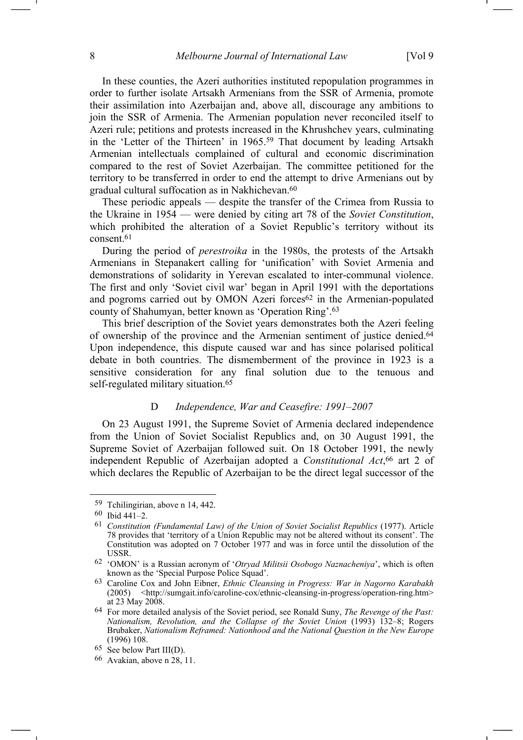In these counties, the Azeri authorities instituted repopulation programmes in order to further isolate Artsakh Armenians from the SSR of Armenia, promote their assimilation into Azerbaijan and, above all, discourage any ambitions to join the SSR of Armenia. The Armenian population never reconciled itself to Azeri rule; petitions and protests increased in the Khrushchev years, culminating in the 'Letter of the Thirteen' in 1965.[59] That document by leading Artsakh Armenian intellectuals complained of cultural and economic discrimination compared to the rest of Soviet Azerbaijan. The committee petitioned for the territory to be transferred in order to end the attempt to drive Armenians out by gradual cultural suffocation as in Nakhichevan.[60]

These periodic appeals — despite the transfer of the Crimea from Russia to the Ukraine in 1954 — were denied by citing art 78 of the *Soviet Constitution*, which prohibited the alteration of a Soviet Republic's territory without its consent.[61]

During the period of *perestroika* in the 1980s, the protests of the Artsakh Armenians in Stepanakert calling for 'unification' with Soviet Armenia and demonstrations of solidarity in Yerevan escalated to inter-communal violence. The first and only 'Soviet civil war' began in April 1991 with the deportations and pogroms carried out by OMON Azeri forces[62] in the Armenian-populated county of Shahumyan, better known as 'Operation Ring'.[63]

This brief description of the Soviet years demonstrates both the Azeri feeling of ownership of the province and the Armenian sentiment of justice denied.[64] Upon independence, this dispute caused war and has since polarised political debate in both countries. The dismemberment of the province in 1923 is a sensitive consideration for any final solution due to the tenuous and self-regulated military situation.[65]

### D *Independence, War and Ceasefire: 1991–2007*

On 23 August 1991, the Supreme Soviet of Armenia declared independence from the Union of Soviet Socialist Republics and, on 30 August 1991, the Supreme Soviet of Azerbaijan followed suit. On 18 October 1991, the newly independent Republic of Azerbaijan adopted a *Constitutional Act*,[66] art 2 of which declares the Republic of Azerbaijan to be the direct legal successor of the

---

[59] Tchilingirian, above n 14, 442.

[60] Ibid 441–2.

[61] *Constitution (Fundamental Law) of the Union of Soviet Socialist Republics* (1977). Article 78 provides that 'territory of a Union Republic may not be altered without its consent'. The Constitution was adopted on 7 October 1977 and was in force until the dissolution of the USSR.

[62] 'OMON' is a Russian acronym of '*Otryad Militsii Osobogo Naznacheniya*', which is often known as the 'Special Purpose Police Squad'.

[63] Caroline Cox and John Eibner, *Ethnic Cleansing in Progress: War in Nagorno Karabakh* (2005) <http://sumgait.info/caroline-cox/ethnic-cleansing-in-progress/operation-ring.htm> at 23 May 2008.

[64] For more detailed analysis of the Soviet period, see Ronald Suny, *The Revenge of the Past: Nationalism, Revolution, and the Collapse of the Soviet Union* (1993) 132–8; Rogers Brubaker, *Nationalism Reframed: Nationhood and the National Question in the New Europe* (1996) 108.

[65] See below Part III(D).

[66] Avakian, above n 28, 11.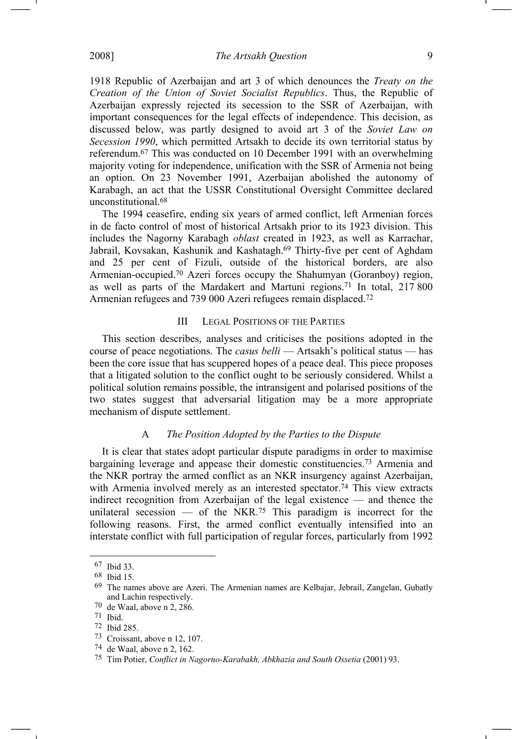1918 Republic of Azerbaijan and art 3 of which denounces the *Treaty on the Creation of the Union of Soviet Socialist Republics*. Thus, the Republic of Azerbaijan expressly rejected its secession to the SSR of Azerbaijan, with important consequences for the legal effects of independence. This decision, as discussed below, was partly designed to avoid art 3 of the *Soviet Law on Secession 1990*, which permitted Artsakh to decide its own territorial status by referendum.[67] This was conducted on 10 December 1991 with an overwhelming majority voting for independence, unification with the SSR of Armenia not being an option. On 23 November 1991, Azerbaijan abolished the autonomy of Karabagh, an act that the USSR Constitutional Oversight Committee declared unconstitutional.[68]

The 1994 ceasefire, ending six years of armed conflict, left Armenian forces in de facto control of most of historical Artsakh prior to its 1923 division. This includes the Nagorny Karabagh *oblast* created in 1923, as well as Karrachar, Jabrail, Kovsakan, Kashunik and Kashatagh.[69] Thirty-five per cent of Aghdam and 25 per cent of Fizuli, outside of the historical borders, are also Armenian-occupied.[70] Azeri forces occupy the Shahumyan (Goranboy) region, as well as parts of the Mardakert and Martuni regions.[71] In total, 217 800 Armenian refugees and 739 000 Azeri refugees remain displaced.[72]

## III LEGAL POSITIONS OF THE PARTIES

This section describes, analyses and criticises the positions adopted in the course of peace negotiations. The *casus belli* — Artsakh's political status — has been the core issue that has scuppered hopes of a peace deal. This piece proposes that a litigated solution to the conflict ought to be seriously considered. Whilst a political solution remains possible, the intransigent and polarised positions of the two states suggest that adversarial litigation may be a more appropriate mechanism of dispute settlement.

### A *The Position Adopted by the Parties to the Dispute*

It is clear that states adopt particular dispute paradigms in order to maximise bargaining leverage and appease their domestic constituencies.[73] Armenia and the NKR portray the armed conflict as an NKR insurgency against Azerbaijan, with Armenia involved merely as an interested spectator.[74] This view extracts indirect recognition from Azerbaijan of the legal existence — and thence the unilateral secession — of the NKR.[75] This paradigm is incorrect for the following reasons. First, the armed conflict eventually intensified into an interstate conflict with full participation of regular forces, particularly from 1992

---

[67] Ibid 33.

[68] Ibid 15.

[69] The names above are Azeri. The Armenian names are Kelbajar, Jebrail, Zangelan, Gubatly and Lachin respectively.

[70] de Waal, above n 2, 286.

[71] Ibid.

[72] Ibid 285.

[73] Croissant, above n 12, 107.

[74] de Waal, above n 2, 162.

[75] Tim Potier, *Conflict in Nagorno-Karabakh, Abkhazia and South Ossetia* (2001) 93.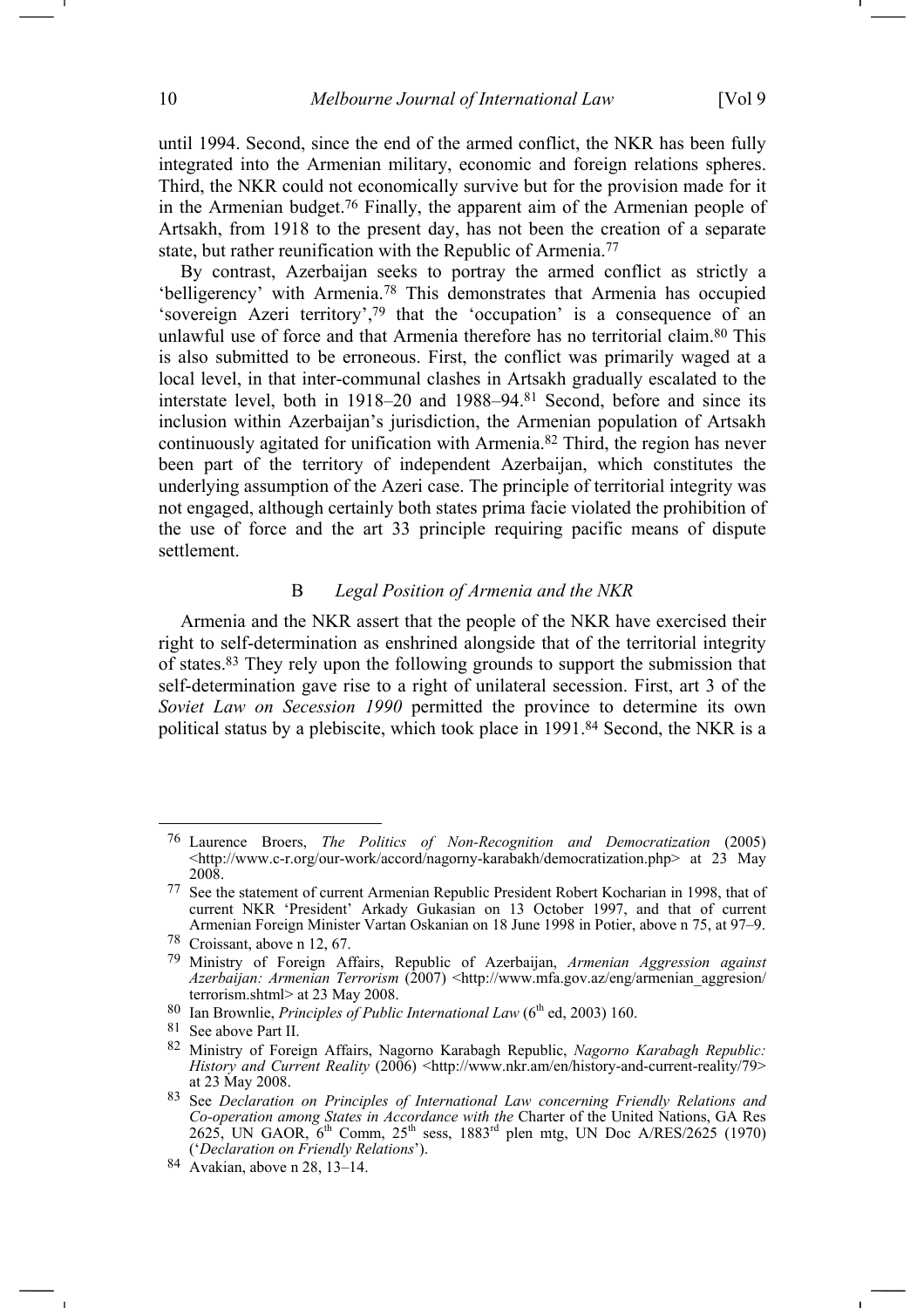until 1994. Second, since the end of the armed conflict, the NKR has been fully integrated into the Armenian military, economic and foreign relations spheres. Third, the NKR could not economically survive but for the provision made for it in the Armenian budget.[76] Finally, the apparent aim of the Armenian people of Artsakh, from 1918 to the present day, has not been the creation of a separate state, but rather reunification with the Republic of Armenia.[77]

By contrast, Azerbaijan seeks to portray the armed conflict as strictly a 'belligerency' with Armenia.[78] This demonstrates that Armenia has occupied 'sovereign Azeri territory',[79] that the 'occupation' is a consequence of an unlawful use of force and that Armenia therefore has no territorial claim.[80] This is also submitted to be erroneous. First, the conflict was primarily waged at a local level, in that inter-communal clashes in Artsakh gradually escalated to the interstate level, both in 1918–20 and 1988–94.[81] Second, before and since its inclusion within Azerbaijan's jurisdiction, the Armenian population of Artsakh continuously agitated for unification with Armenia.[82] Third, the region has never been part of the territory of independent Azerbaijan, which constitutes the underlying assumption of the Azeri case. The principle of territorial integrity was not engaged, although certainly both states prima facie violated the prohibition of the use of force and the art 33 principle requiring pacific means of dispute settlement.

### B *Legal Position of Armenia and the NKR*

Armenia and the NKR assert that the people of the NKR have exercised their right to self-determination as enshrined alongside that of the territorial integrity of states.[83] They rely upon the following grounds to support the submission that self-determination gave rise to a right of unilateral secession. First, art 3 of the *Soviet Law on Secession 1990* permitted the province to determine its own political status by a plebiscite, which took place in 1991.[84] Second, the NKR is a

---

[76] Laurence Broers, *The Politics of Non-Recognition and Democratization* (2005) <http://www.c-r.org/our-work/accord/nagorny-karabakh/democratization.php> at 23 May 2008.

[77] See the statement of current Armenian Republic President Robert Kocharian in 1998, that of current NKR 'President' Arkady Gukasian on 13 October 1997, and that of current Armenian Foreign Minister Vartan Oskanian on 18 June 1998 in Potier, above n 75, at 97–9.

[78] Croissant, above n 12, 67.

[79] Ministry of Foreign Affairs, Republic of Azerbaijan, *Armenian Aggression against Azerbaijan: Armenian Terrorism* (2007) <http://www.mfa.gov.az/eng/armenian_aggresion/terrorism.shtml> at 23 May 2008.

[80] Ian Brownlie, *Principles of Public International Law* (6th ed, 2003) 160.

[81] See above Part II.

[82] Ministry of Foreign Affairs, Nagorno Karabagh Republic, *Nagorno Karabagh Republic: History and Current Reality* (2006) <http://www.nkr.am/en/history-and-current-reality/79> at 23 May 2008.

[83] See *Declaration on Principles of International Law concerning Friendly Relations and Co-operation among States in Accordance with the* Charter of the United Nations, GA Res 2625, UN GAOR, 6th Comm, 25th sess, 1883rd plen mtg, UN Doc A/RES/2625 (1970) ('*Declaration on Friendly Relations*').

[84] Avakian, above n 28, 13–14.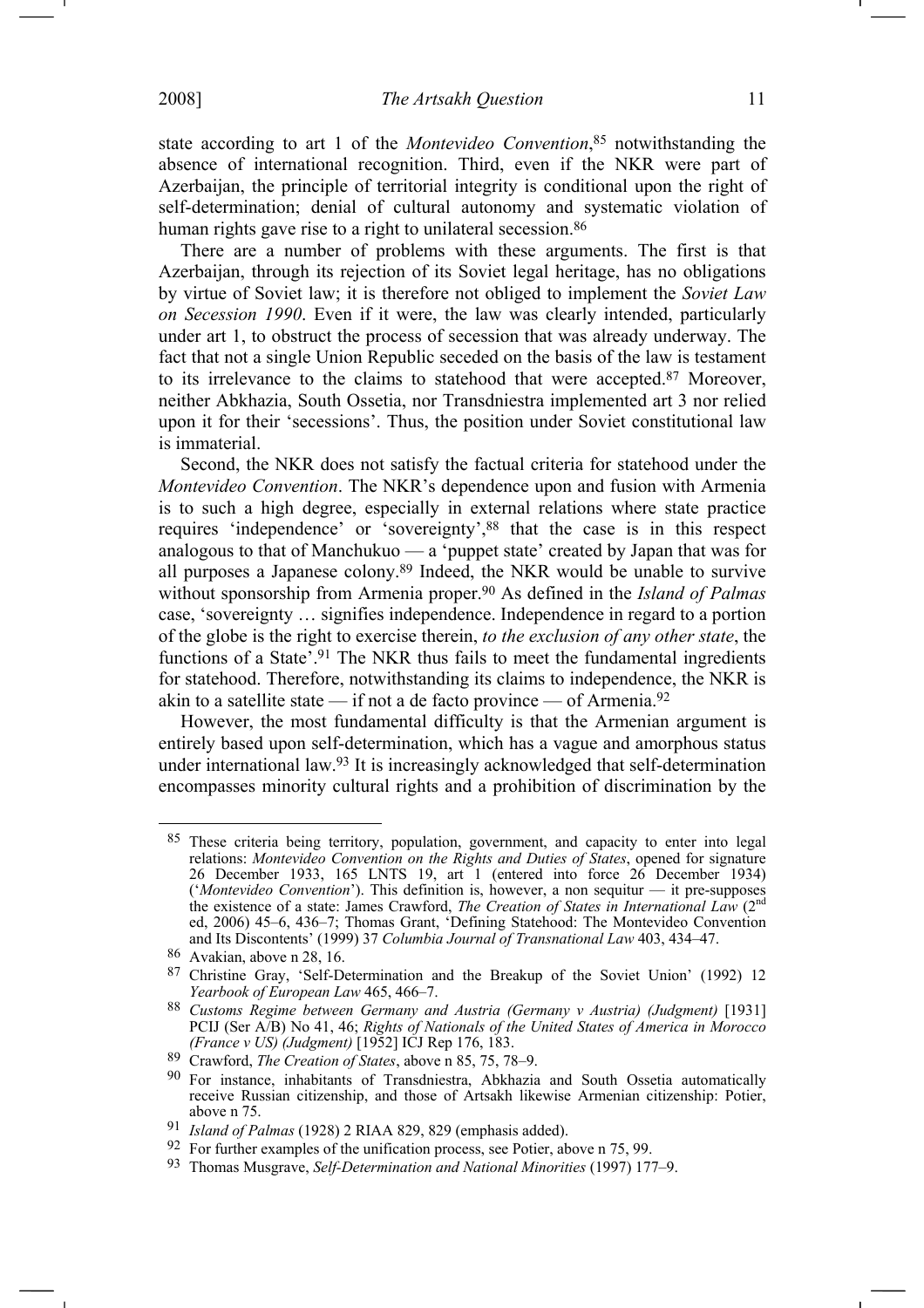state according to art 1 of the *Montevideo Convention*,[85] notwithstanding the absence of international recognition. Third, even if the NKR were part of Azerbaijan, the principle of territorial integrity is conditional upon the right of self-determination; denial of cultural autonomy and systematic violation of human rights gave rise to a right to unilateral secession.[86]

There are a number of problems with these arguments. The first is that Azerbaijan, through its rejection of its Soviet legal heritage, has no obligations by virtue of Soviet law; it is therefore not obliged to implement the *Soviet Law on Secession 1990*. Even if it were, the law was clearly intended, particularly under art 1, to obstruct the process of secession that was already underway. The fact that not a single Union Republic seceded on the basis of the law is testament to its irrelevance to the claims to statehood that were accepted.[87] Moreover, neither Abkhazia, South Ossetia, nor Transdniestra implemented art 3 nor relied upon it for their 'secessions'. Thus, the position under Soviet constitutional law is immaterial.

Second, the NKR does not satisfy the factual criteria for statehood under the *Montevideo Convention*. The NKR's dependence upon and fusion with Armenia is to such a high degree, especially in external relations where state practice requires 'independence' or 'sovereignty',[88] that the case is in this respect analogous to that of Manchukuo — a 'puppet state' created by Japan that was for all purposes a Japanese colony.[89] Indeed, the NKR would be unable to survive without sponsorship from Armenia proper.[90] As defined in the *Island of Palmas* case, 'sovereignty … signifies independence. Independence in regard to a portion of the globe is the right to exercise therein, *to the exclusion of any other state*, the functions of a State'.[91] The NKR thus fails to meet the fundamental ingredients for statehood. Therefore, notwithstanding its claims to independence, the NKR is akin to a satellite state — if not a de facto province — of Armenia.[92]

However, the most fundamental difficulty is that the Armenian argument is entirely based upon self-determination, which has a vague and amorphous status under international law.[93] It is increasingly acknowledged that self-determination encompasses minority cultural rights and a prohibition of discrimination by the

---

[85] These criteria being territory, population, government, and capacity to enter into legal relations: *Montevideo Convention on the Rights and Duties of States*, opened for signature 26 December 1933, 165 LNTS 19, art 1 (entered into force 26 December 1934) ('*Montevideo Convention*'). This definition is, however, a non sequitur — it pre-supposes the existence of a state: James Crawford, *The Creation of States in International Law* (2nd ed, 2006) 45–6, 436–7; Thomas Grant, 'Defining Statehood: The Montevideo Convention and Its Discontents' (1999) 37 *Columbia Journal of Transnational Law* 403, 434–47.

[86] Avakian, above n 28, 16.

[87] Christine Gray, 'Self-Determination and the Breakup of the Soviet Union' (1992) 12 *Yearbook of European Law* 465, 466–7.

[88] *Customs Regime between Germany and Austria (Germany v Austria) (Judgment)* [1931] PCIJ (Ser A/B) No 41, 46; *Rights of Nationals of the United States of America in Morocco (France v US) (Judgment)* [1952] ICJ Rep 176, 183.

[89] Crawford, *The Creation of States*, above n 85, 75, 78–9.

[90] For instance, inhabitants of Transdniestra, Abkhazia and South Ossetia automatically receive Russian citizenship, and those of Artsakh likewise Armenian citizenship: Potier, above n 75.

[91] *Island of Palmas* (1928) 2 RIAA 829, 829 (emphasis added).

[92] For further examples of the unification process, see Potier, above n 75, 99.

[93] Thomas Musgrave, *Self-Determination and National Minorities* (1997) 177–9.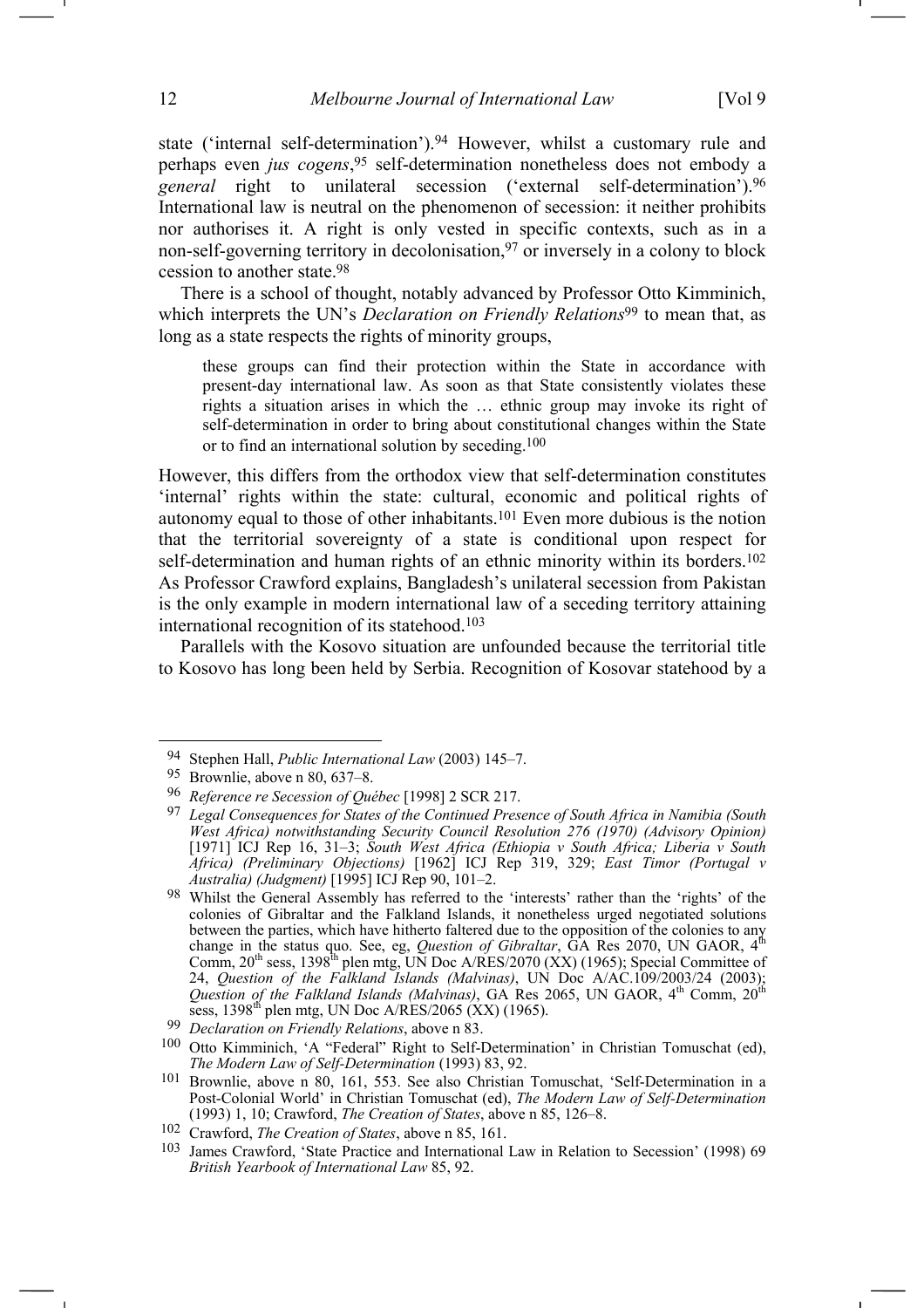state ('internal self-determination').[94] However, whilst a customary rule and perhaps even *jus cogens*,[95] self-determination nonetheless does not embody a *general* right to unilateral secession ('external self-determination').[96] International law is neutral on the phenomenon of secession: it neither prohibits nor authorises it. A right is only vested in specific contexts, such as in a non-self-governing territory in decolonisation,[97] or inversely in a colony to block cession to another state.[98]

There is a school of thought, notably advanced by Professor Otto Kimminich, which interprets the UN's *Declaration on Friendly Relations*[99] to mean that, as long as a state respects the rights of minority groups,

> these groups can find their protection within the State in accordance with present-day international law. As soon as that State consistently violates these rights a situation arises in which the … ethnic group may invoke its right of self-determination in order to bring about constitutional changes within the State or to find an international solution by seceding.[100]

However, this differs from the orthodox view that self-determination constitutes 'internal' rights within the state: cultural, economic and political rights of autonomy equal to those of other inhabitants.[101] Even more dubious is the notion that the territorial sovereignty of a state is conditional upon respect for self-determination and human rights of an ethnic minority within its borders.[102] As Professor Crawford explains, Bangladesh's unilateral secession from Pakistan is the only example in modern international law of a seceding territory attaining international recognition of its statehood.[103]

Parallels with the Kosovo situation are unfounded because the territorial title to Kosovo has long been held by Serbia. Recognition of Kosovar statehood by a

---

[94] Stephen Hall, *Public International Law* (2003) 145–7.

[95] Brownlie, above n 80, 637–8.

[96] *Reference re Secession of Québec* [1998] 2 SCR 217.

[97] *Legal Consequences for States of the Continued Presence of South Africa in Namibia (South West Africa) notwithstanding Security Council Resolution 276 (1970) (Advisory Opinion)* [1971] ICJ Rep 16, 31–3; *South West Africa (Ethiopia v South Africa; Liberia v South Africa) (Preliminary Objections)* [1962] ICJ Rep 319, 329; *East Timor (Portugal v Australia) (Judgment)* [1995] ICJ Rep 90, 101–2.

[98] Whilst the General Assembly has referred to the 'interests' rather than the 'rights' of the colonies of Gibraltar and the Falkland Islands, it nonetheless urged negotiated solutions between the parties, which have hitherto faltered due to the opposition of the colonies to any change in the status quo. See, eg, *Question of Gibraltar*, GA Res 2070, UN GAOR, 4th Comm, 20th sess, 1398th plen mtg, UN Doc A/RES/2070 (XX) (1965); Special Committee of 24, *Question of the Falkland Islands (Malvinas)*, UN Doc A/AC.109/2003/24 (2003); *Question of the Falkland Islands (Malvinas)*, GA Res 2065, UN GAOR, 4th Comm, 20th sess, 1398th plen mtg, UN Doc A/RES/2065 (XX) (1965).

[99] *Declaration on Friendly Relations*, above n 83.

[100] Otto Kimminich, 'A "Federal" Right to Self-Determination' in Christian Tomuschat (ed), *The Modern Law of Self-Determination* (1993) 83, 92.

[101] Brownlie, above n 80, 161, 553. See also Christian Tomuschat, 'Self-Determination in a Post-Colonial World' in Christian Tomuschat (ed), *The Modern Law of Self-Determination* (1993) 1, 10; Crawford, *The Creation of States*, above n 85, 126–8.

[102] Crawford, *The Creation of States*, above n 85, 161.

[103] James Crawford, 'State Practice and International Law in Relation to Secession' (1998) 69 *British Yearbook of International Law* 85, 92.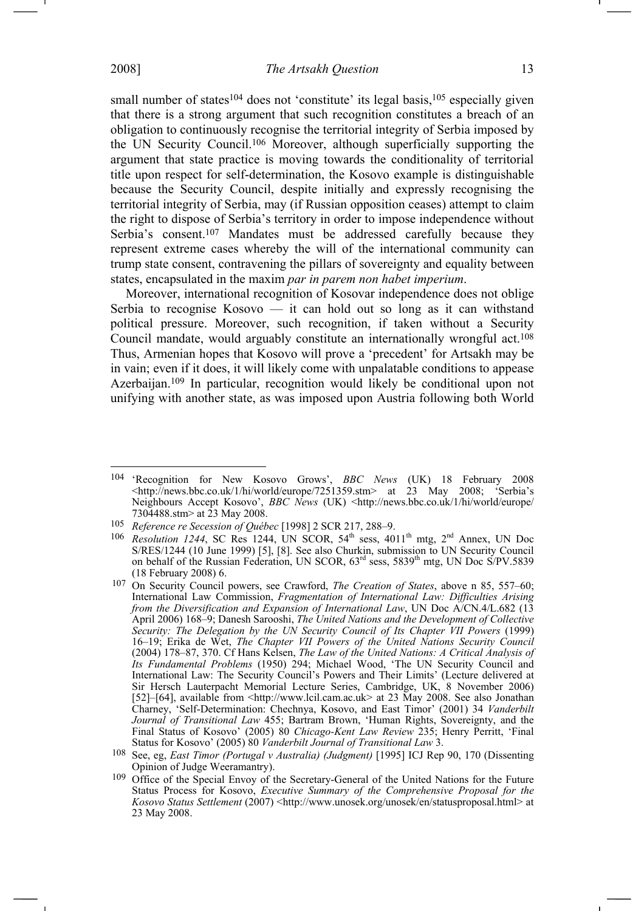small number of states[104] does not 'constitute' its legal basis,[105] especially given that there is a strong argument that such recognition constitutes a breach of an obligation to continuously recognise the territorial integrity of Serbia imposed by the UN Security Council.[106] Moreover, although superficially supporting the argument that state practice is moving towards the conditionality of territorial title upon respect for self-determination, the Kosovo example is distinguishable because the Security Council, despite initially and expressly recognising the territorial integrity of Serbia, may (if Russian opposition ceases) attempt to claim the right to dispose of Serbia's territory in order to impose independence without Serbia's consent.[107] Mandates must be addressed carefully because they represent extreme cases whereby the will of the international community can trump state consent, contravening the pillars of sovereignty and equality between states, encapsulated in the maxim *par in parem non habet imperium*.

Moreover, international recognition of Kosovar independence does not oblige Serbia to recognise Kosovo — it can hold out so long as it can withstand political pressure. Moreover, such recognition, if taken without a Security Council mandate, would arguably constitute an internationally wrongful act.[108] Thus, Armenian hopes that Kosovo will prove a 'precedent' for Artsakh may be in vain; even if it does, it will likely come with unpalatable conditions to appease Azerbaijan.[109] In particular, recognition would likely be conditional upon not unifying with another state, as was imposed upon Austria following both World

---

[104] 'Recognition for New Kosovo Grows', *BBC News* (UK) 18 February 2008 <http://news.bbc.co.uk/1/hi/world/europe/7251359.stm> at 23 May 2008; 'Serbia's Neighbours Accept Kosovo', *BBC News* (UK) <http://news.bbc.co.uk/1/hi/world/europe/7304488.stm> at 23 May 2008.

[105] *Reference re Secession of Québec* [1998] 2 SCR 217, 288–9.

[106] *Resolution 1244*, SC Res 1244, UN SCOR, 54th sess, 4011th mtg, 2nd Annex, UN Doc S/RES/1244 (10 June 1999) [5], [8]. See also Churkin, submission to UN Security Council on behalf of the Russian Federation, UN SCOR, 63rd sess, 5839th mtg, UN Doc S/PV.5839 (18 February 2008) 6.

[107] On Security Council powers, see Crawford, *The Creation of States*, above n 85, 557–60; International Law Commission, *Fragmentation of International Law: Difficulties Arising from the Diversification and Expansion of International Law*, UN Doc A/CN.4/L.682 (13 April 2006) 168–9; Danesh Sarooshi, *The United Nations and the Development of Collective Security: The Delegation by the UN Security Council of Its Chapter VII Powers* (1999) 16–19; Erika de Wet, *The Chapter VII Powers of the United Nations Security Council* (2004) 178–87, 370. Cf Hans Kelsen, *The Law of the United Nations: A Critical Analysis of Its Fundamental Problems* (1950) 294; Michael Wood, 'The UN Security Council and International Law: The Security Council's Powers and Their Limits' (Lecture delivered at Sir Hersch Lauterpacht Memorial Lecture Series, Cambridge, UK, 8 November 2006) [52]–[64], available from <http://www.lcil.cam.ac.uk> at 23 May 2008. See also Jonathan Charney, 'Self-Determination: Chechnya, Kosovo, and East Timor' (2001) 34 *Vanderbilt Journal of Transitional Law* 455; Bartram Brown, 'Human Rights, Sovereignty, and the Final Status of Kosovo' (2005) 80 *Chicago-Kent Law Review* 235; Henry Perritt, 'Final Status for Kosovo' (2005) 80 *Vanderbilt Journal of Transitional Law* 3.

[108] See, eg, *East Timor (Portugal v Australia) (Judgment)* [1995] ICJ Rep 90, 170 (Dissenting Opinion of Judge Weeramantry).

[109] Office of the Special Envoy of the Secretary-General of the United Nations for the Future Status Process for Kosovo, *Executive Summary of the Comprehensive Proposal for the Kosovo Status Settlement* (2007) <http://www.unosek.org/unosek/en/statusproposal.html> at 23 May 2008.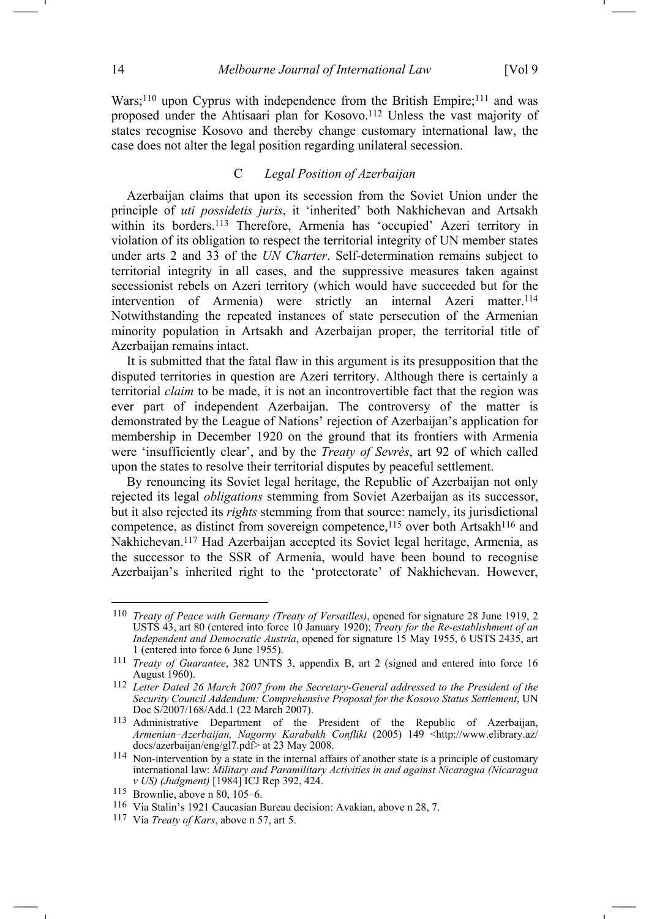Wars;[110] upon Cyprus with independence from the British Empire;[111] and was proposed under the Ahtisaari plan for Kosovo.[112] Unless the vast majority of states recognise Kosovo and thereby change customary international law, the case does not alter the legal position regarding unilateral secession.

### C *Legal Position of Azerbaijan*

Azerbaijan claims that upon its secession from the Soviet Union under the principle of *uti possidetis juris*, it 'inherited' both Nakhichevan and Artsakh within its borders.[113] Therefore, Armenia has 'occupied' Azeri territory in violation of its obligation to respect the territorial integrity of UN member states under arts 2 and 33 of the *UN Charter*. Self-determination remains subject to territorial integrity in all cases, and the suppressive measures taken against secessionist rebels on Azeri territory (which would have succeeded but for the intervention of Armenia) were strictly an internal Azeri matter.[114] Notwithstanding the repeated instances of state persecution of the Armenian minority population in Artsakh and Azerbaijan proper, the territorial title of Azerbaijan remains intact.

It is submitted that the fatal flaw in this argument is its presupposition that the disputed territories in question are Azeri territory. Although there is certainly a territorial *claim* to be made, it is not an incontrovertible fact that the region was ever part of independent Azerbaijan. The controversy of the matter is demonstrated by the League of Nations' rejection of Azerbaijan's application for membership in December 1920 on the ground that its frontiers with Armenia were 'insufficiently clear', and by the *Treaty of Sevrès*, art 92 of which called upon the states to resolve their territorial disputes by peaceful settlement.

By renouncing its Soviet legal heritage, the Republic of Azerbaijan not only rejected its legal *obligations* stemming from Soviet Azerbaijan as its successor, but it also rejected its *rights* stemming from that source: namely, its jurisdictional competence, as distinct from sovereign competence,[115] over both Artsakh[116] and Nakhichevan.[117] Had Azerbaijan accepted its Soviet legal heritage, Armenia, as the successor to the SSR of Armenia, would have been bound to recognise Azerbaijan's inherited right to the 'protectorate' of Nakhichevan. However,

---

[110] *Treaty of Peace with Germany (Treaty of Versailles)*, opened for signature 28 June 1919, 2 USTS 43, art 80 (entered into force 10 January 1920); *Treaty for the Re-establishment of an Independent and Democratic Austria*, opened for signature 15 May 1955, 6 USTS 2435, art 1 (entered into force 6 June 1955).

[111] *Treaty of Guarantee*, 382 UNTS 3, appendix B, art 2 (signed and entered into force 16 August 1960).

[112] *Letter Dated 26 March 2007 from the Secretary-General addressed to the President of the Security Council Addendum: Comprehensive Proposal for the Kosovo Status Settlement*, UN Doc S/2007/168/Add.1 (22 March 2007).

[113] Administrative Department of the President of the Republic of Azerbaijan, *Armenian–Azerbaijan, Nagorny Karabakh Conflikt* (2005) 149 <http://www.elibrary.az/docs/azerbaijan/eng/gl7.pdf> at 23 May 2008.

[114] Non-intervention by a state in the internal affairs of another state is a principle of customary international law: *Military and Paramilitary Activities in and against Nicaragua (Nicaragua v US) (Judgment)* [1984] ICJ Rep 392, 424.

[115] Brownlie, above n 80, 105–6.

[116] Via Stalin's 1921 Caucasian Bureau decision: Avakian, above n 28, 7.

[117] Via *Treaty of Kars*, above n 57, art 5.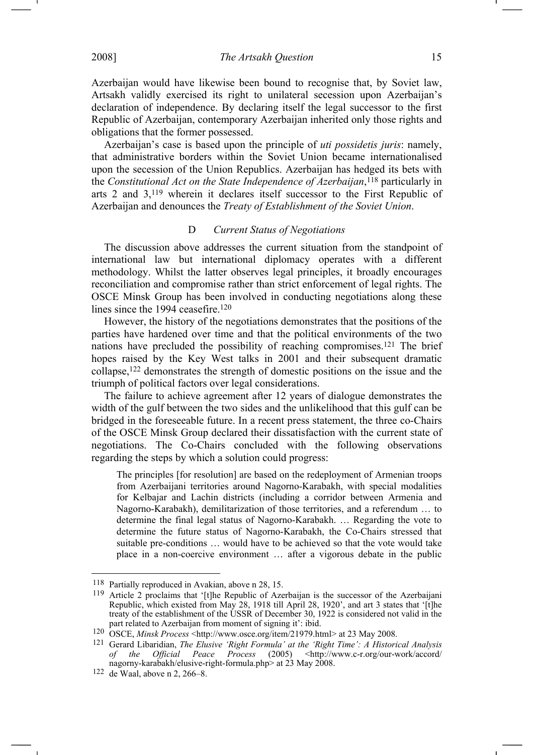Azerbaijan would have likewise been bound to recognise that, by Soviet law, Artsakh validly exercised its right to unilateral secession upon Azerbaijan's declaration of independence. By declaring itself the legal successor to the first Republic of Azerbaijan, contemporary Azerbaijan inherited only those rights and obligations that the former possessed.

Azerbaijan's case is based upon the principle of *uti possidetis juris*: namely, that administrative borders within the Soviet Union became internationalised upon the secession of the Union Republics. Azerbaijan has hedged its bets with the *Constitutional Act on the State Independence of Azerbaijan*,[118] particularly in arts 2 and 3,[119] wherein it declares itself successor to the First Republic of Azerbaijan and denounces the *Treaty of Establishment of the Soviet Union*.

### D *Current Status of Negotiations*

The discussion above addresses the current situation from the standpoint of international law but international diplomacy operates with a different methodology. Whilst the latter observes legal principles, it broadly encourages reconciliation and compromise rather than strict enforcement of legal rights. The OSCE Minsk Group has been involved in conducting negotiations along these lines since the 1994 ceasefire.[120]

However, the history of the negotiations demonstrates that the positions of the parties have hardened over time and that the political environments of the two nations have precluded the possibility of reaching compromises.[121] The brief hopes raised by the Key West talks in 2001 and their subsequent dramatic collapse,[122] demonstrates the strength of domestic positions on the issue and the triumph of political factors over legal considerations.

The failure to achieve agreement after 12 years of dialogue demonstrates the width of the gulf between the two sides and the unlikelihood that this gulf can be bridged in the foreseeable future. In a recent press statement, the three co-Chairs of the OSCE Minsk Group declared their dissatisfaction with the current state of negotiations. The Co-Chairs concluded with the following observations regarding the steps by which a solution could progress:

> The principles [for resolution] are based on the redeployment of Armenian troops from Azerbaijani territories around Nagorno-Karabakh, with special modalities for Kelbajar and Lachin districts (including a corridor between Armenia and Nagorno-Karabakh), demilitarization of those territories, and a referendum … to determine the final legal status of Nagorno-Karabakh. … Regarding the vote to determine the future status of Nagorno-Karabakh, the Co-Chairs stressed that suitable pre-conditions … would have to be achieved so that the vote would take place in a non-coercive environment … after a vigorous debate in the public

---

[118] Partially reproduced in Avakian, above n 28, 15.

[119] Article 2 proclaims that '[t]he Republic of Azerbaijan is the successor of the Azerbaijani Republic, which existed from May 28, 1918 till April 28, 1920', and art 3 states that '[t]he treaty of the establishment of the USSR of December 30, 1922 is considered not valid in the part related to Azerbaijan from moment of signing it': ibid.

[120] OSCE, *Minsk Process* <http://www.osce.org/item/21979.html> at 23 May 2008.

[121] Gerard Libaridian, *The Elusive 'Right Formula' at the 'Right Time': A Historical Analysis of the Official Peace Process* (2005) <http://www.c-r.org/our-work/accord/nagorny-karabakh/elusive-right-formula.php> at 23 May 2008.

[122] de Waal, above n 2, 266–8.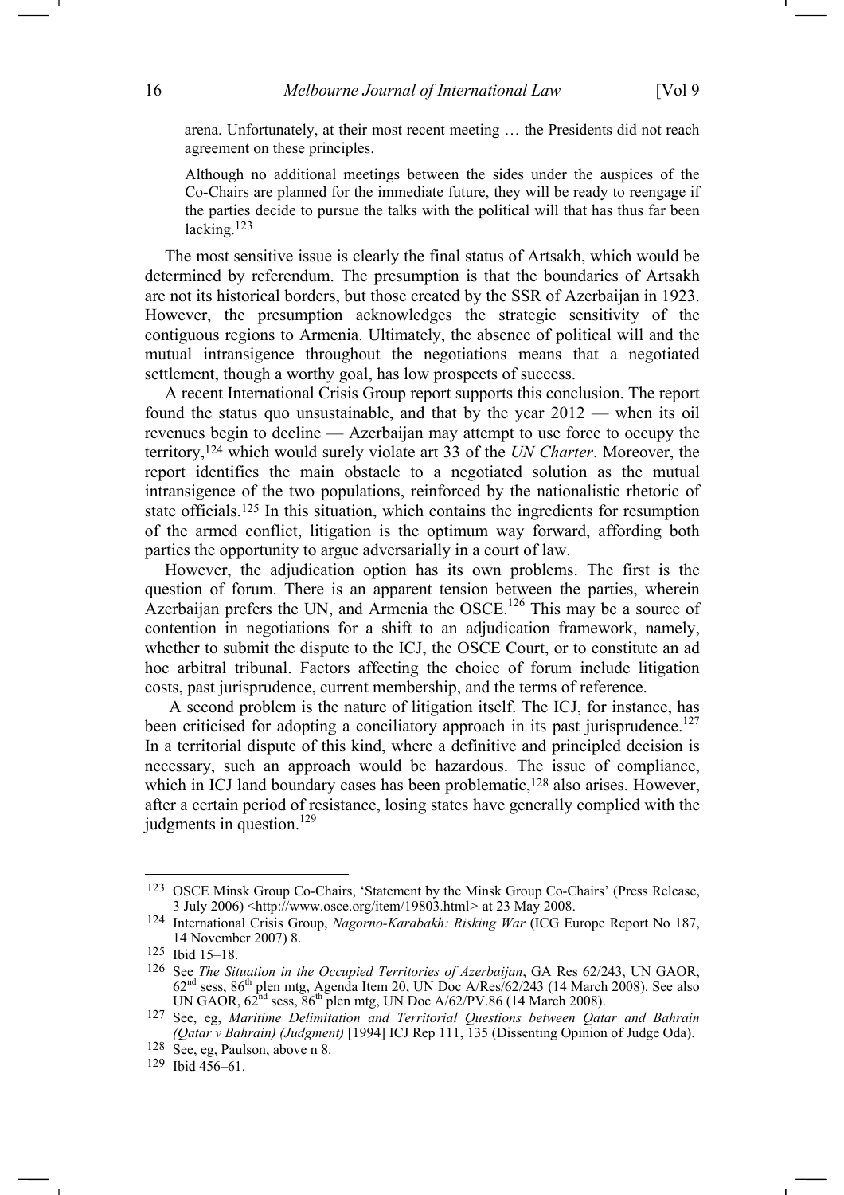> arena. Unfortunately, at their most recent meeting … the Presidents did not reach agreement on these principles.
>
> Although no additional meetings between the sides under the auspices of the Co-Chairs are planned for the immediate future, they will be ready to reengage if the parties decide to pursue the talks with the political will that has thus far been lacking.[123]

The most sensitive issue is clearly the final status of Artsakh, which would be determined by referendum. The presumption is that the boundaries of Artsakh are not its historical borders, but those created by the SSR of Azerbaijan in 1923. However, the presumption acknowledges the strategic sensitivity of the contiguous regions to Armenia. Ultimately, the absence of political will and the mutual intransigence throughout the negotiations means that a negotiated settlement, though a worthy goal, has low prospects of success.

A recent International Crisis Group report supports this conclusion. The report found the status quo unsustainable, and that by the year 2012 — when its oil revenues begin to decline — Azerbaijan may attempt to use force to occupy the territory,[124] which would surely violate art 33 of the *UN Charter*. Moreover, the report identifies the main obstacle to a negotiated solution as the mutual intransigence of the two populations, reinforced by the nationalistic rhetoric of state officials.[125] In this situation, which contains the ingredients for resumption of the armed conflict, litigation is the optimum way forward, affording both parties the opportunity to argue adversarially in a court of law.

However, the adjudication option has its own problems. The first is the question of forum. There is an apparent tension between the parties, wherein Azerbaijan prefers the UN, and Armenia the OSCE.[126] This may be a source of contention in negotiations for a shift to an adjudication framework, namely, whether to submit the dispute to the ICJ, the OSCE Court, or to constitute an ad hoc arbitral tribunal. Factors affecting the choice of forum include litigation costs, past jurisprudence, current membership, and the terms of reference.

A second problem is the nature of litigation itself. The ICJ, for instance, has been criticised for adopting a conciliatory approach in its past jurisprudence.[127] In a territorial dispute of this kind, where a definitive and principled decision is necessary, such an approach would be hazardous. The issue of compliance, which in ICJ land boundary cases has been problematic,[128] also arises. However, after a certain period of resistance, losing states have generally complied with the judgments in question.[129]

---

[123] OSCE Minsk Group Co-Chairs, 'Statement by the Minsk Group Co-Chairs' (Press Release, 3 July 2006) <http://www.osce.org/item/19803.html> at 23 May 2008.

[124] International Crisis Group, *Nagorno-Karabakh: Risking War* (ICG Europe Report No 187, 14 November 2007) 8.

[125] Ibid 15–18.

[126] See *The Situation in the Occupied Territories of Azerbaijan*, GA Res 62/243, UN GAOR, 62nd sess, 86th plen mtg, Agenda Item 20, UN Doc A/Res/62/243 (14 March 2008). See also UN GAOR, 62nd sess, 86th plen mtg, UN Doc A/62/PV.86 (14 March 2008).

[127] See, eg, *Maritime Delimitation and Territorial Questions between Qatar and Bahrain (Qatar v Bahrain) (Judgment)* [1994] ICJ Rep 111, 135 (Dissenting Opinion of Judge Oda).

[128] See, eg, Paulson, above n 8.

[129] Ibid 456–61.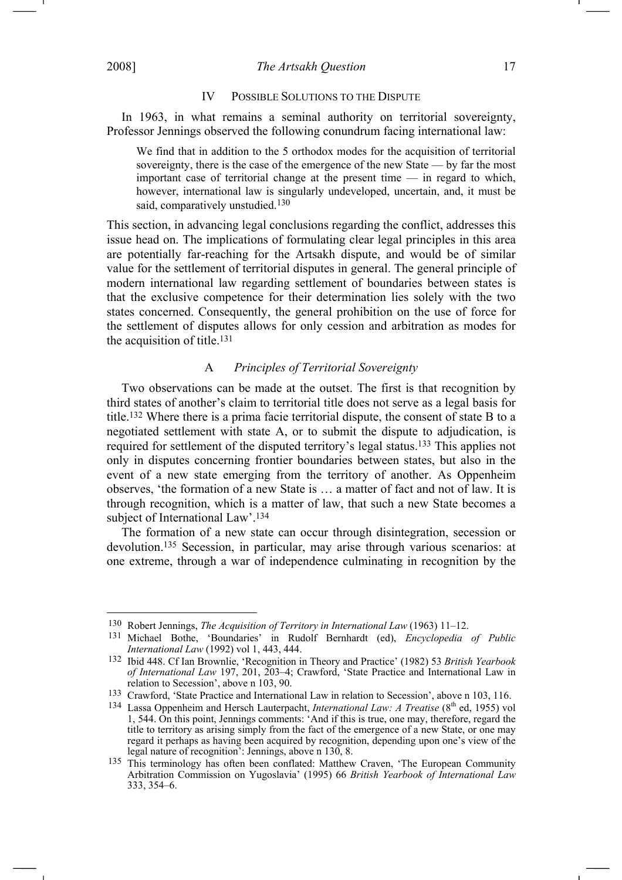## IV POSSIBLE SOLUTIONS TO THE DISPUTE

In 1963, in what remains a seminal authority on territorial sovereignty, Professor Jennings observed the following conundrum facing international law:

> We find that in addition to the 5 orthodox modes for the acquisition of territorial sovereignty, there is the case of the emergence of the new State — by far the most important case of territorial change at the present time — in regard to which, however, international law is singularly undeveloped, uncertain, and, it must be said, comparatively unstudied.[130]

This section, in advancing legal conclusions regarding the conflict, addresses this issue head on. The implications of formulating clear legal principles in this area are potentially far-reaching for the Artsakh dispute, and would be of similar value for the settlement of territorial disputes in general. The general principle of modern international law regarding settlement of boundaries between states is that the exclusive competence for their determination lies solely with the two states concerned. Consequently, the general prohibition on the use of force for the settlement of disputes allows for only cession and arbitration as modes for the acquisition of title.[131]

### A *Principles of Territorial Sovereignty*

Two observations can be made at the outset. The first is that recognition by third states of another's claim to territorial title does not serve as a legal basis for title.[132] Where there is a prima facie territorial dispute, the consent of state B to a negotiated settlement with state A, or to submit the dispute to adjudication, is required for settlement of the disputed territory's legal status.[133] This applies not only in disputes concerning frontier boundaries between states, but also in the event of a new state emerging from the territory of another. As Oppenheim observes, 'the formation of a new State is … a matter of fact and not of law. It is through recognition, which is a matter of law, that such a new State becomes a subject of International Law'.[134]

The formation of a new state can occur through disintegration, secession or devolution.[135] Secession, in particular, may arise through various scenarios: at one extreme, through a war of independence culminating in recognition by the

---

[130] Robert Jennings, *The Acquisition of Territory in International Law* (1963) 11–12.

[131] Michael Bothe, 'Boundaries' in Rudolf Bernhardt (ed), *Encyclopedia of Public International Law* (1992) vol 1, 443, 444.

[132] Ibid 448. Cf Ian Brownlie, 'Recognition in Theory and Practice' (1982) 53 *British Yearbook of International Law* 197, 201, 203–4; Crawford, 'State Practice and International Law in relation to Secession', above n 103, 90.

[133] Crawford, 'State Practice and International Law in relation to Secession', above n 103, 116.

[134] Lassa Oppenheim and Hersch Lauterpacht, *International Law: A Treatise* (8th ed, 1955) vol 1, 544. On this point, Jennings comments: 'And if this is true, one may, therefore, regard the title to territory as arising simply from the fact of the emergence of a new State, or one may regard it perhaps as having been acquired by recognition, depending upon one's view of the legal nature of recognition': Jennings, above n 130, 8.

[135] This terminology has often been conflated: Matthew Craven, 'The European Community Arbitration Commission on Yugoslavia' (1995) 66 *British Yearbook of International Law* 333, 354–6.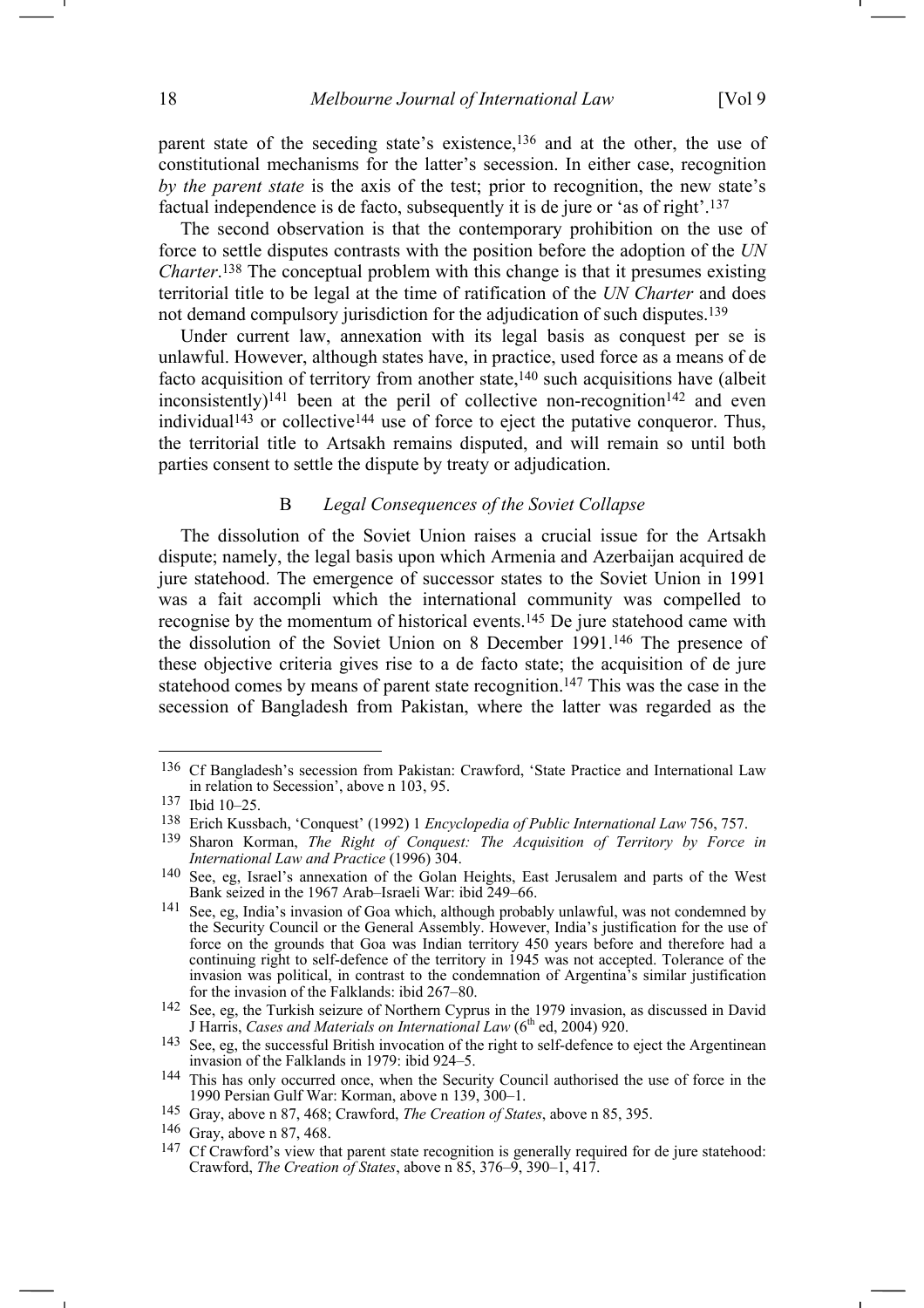parent state of the seceding state's existence,[136] and at the other, the use of constitutional mechanisms for the latter's secession. In either case, recognition *by the parent state* is the axis of the test; prior to recognition, the new state's factual independence is de facto, subsequently it is de jure or 'as of right'.[137]

The second observation is that the contemporary prohibition on the use of force to settle disputes contrasts with the position before the adoption of the *UN Charter*.[138] The conceptual problem with this change is that it presumes existing territorial title to be legal at the time of ratification of the *UN Charter* and does not demand compulsory jurisdiction for the adjudication of such disputes.[139]

Under current law, annexation with its legal basis as conquest per se is unlawful. However, although states have, in practice, used force as a means of de facto acquisition of territory from another state,[140] such acquisitions have (albeit inconsistently)[141] been at the peril of collective non-recognition[142] and even individual[143] or collective[144] use of force to eject the putative conqueror. Thus, the territorial title to Artsakh remains disputed, and will remain so until both parties consent to settle the dispute by treaty or adjudication.

### B *Legal Consequences of the Soviet Collapse*

The dissolution of the Soviet Union raises a crucial issue for the Artsakh dispute; namely, the legal basis upon which Armenia and Azerbaijan acquired de jure statehood. The emergence of successor states to the Soviet Union in 1991 was a fait accompli which the international community was compelled to recognise by the momentum of historical events.[145] De jure statehood came with the dissolution of the Soviet Union on 8 December 1991.[146] The presence of these objective criteria gives rise to a de facto state; the acquisition of de jure statehood comes by means of parent state recognition.[147] This was the case in the secession of Bangladesh from Pakistan, where the latter was regarded as the

---

136 Cf Bangladesh's secession from Pakistan: Crawford, 'State Practice and International Law in relation to Secession', above n 103, 95.

137 Ibid 10–25.

138 Erich Kussbach, 'Conquest' (1992) 1 *Encyclopedia of Public International Law* 756, 757.

139 Sharon Korman, *The Right of Conquest: The Acquisition of Territory by Force in International Law and Practice* (1996) 304.

140 See, eg, Israel's annexation of the Golan Heights, East Jerusalem and parts of the West Bank seized in the 1967 Arab–Israeli War: ibid 249–66.

141 See, eg, India's invasion of Goa which, although probably unlawful, was not condemned by the Security Council or the General Assembly. However, India's justification for the use of force on the grounds that Goa was Indian territory 450 years before and therefore had a continuing right to self-defence of the territory in 1945 was not accepted. Tolerance of the invasion was political, in contrast to the condemnation of Argentina's similar justification for the invasion of the Falklands: ibid 267–80.

142 See, eg, the Turkish seizure of Northern Cyprus in the 1979 invasion, as discussed in David J Harris, *Cases and Materials on International Law* (6th ed, 2004) 920.

143 See, eg, the successful British invocation of the right to self-defence to eject the Argentinean invasion of the Falklands in 1979: ibid 924–5.

144 This has only occurred once, when the Security Council authorised the use of force in the 1990 Persian Gulf War: Korman, above n 139, 300–1.

145 Gray, above n 87, 468; Crawford, *The Creation of States*, above n 85, 395.

146 Gray, above n 87, 468.

147 Cf Crawford's view that parent state recognition is generally required for de jure statehood: Crawford, *The Creation of States*, above n 85, 376–9, 390–1, 417.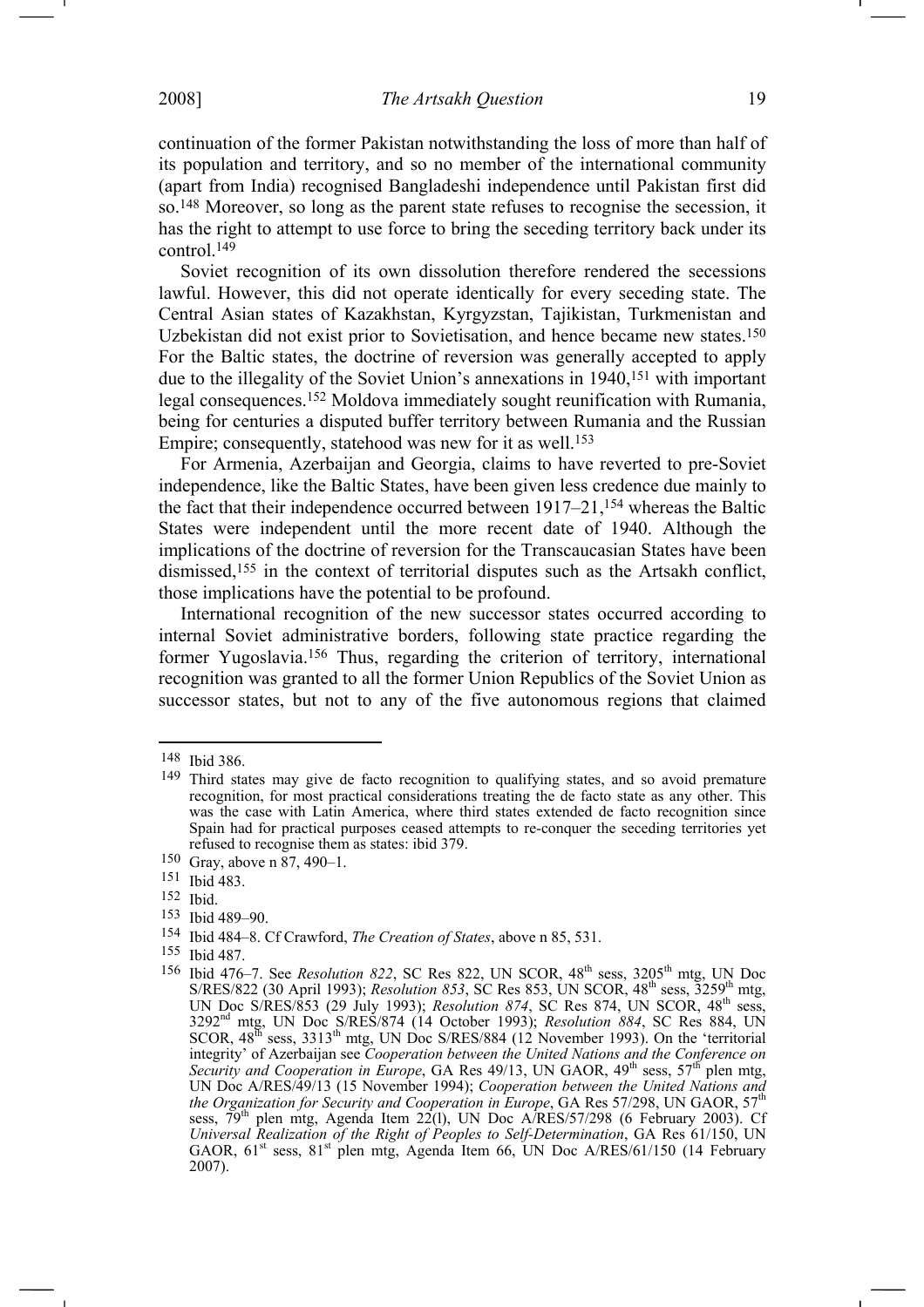continuation of the former Pakistan notwithstanding the loss of more than half of its population and territory, and so no member of the international community (apart from India) recognised Bangladeshi independence until Pakistan first did so.[148] Moreover, so long as the parent state refuses to recognise the secession, it has the right to attempt to use force to bring the seceding territory back under its control.[149]

Soviet recognition of its own dissolution therefore rendered the secessions lawful. However, this did not operate identically for every seceding state. The Central Asian states of Kazakhstan, Kyrgyzstan, Tajikistan, Turkmenistan and Uzbekistan did not exist prior to Sovietisation, and hence became new states.[150] For the Baltic states, the doctrine of reversion was generally accepted to apply due to the illegality of the Soviet Union's annexations in 1940,[151] with important legal consequences.[152] Moldova immediately sought reunification with Rumania, being for centuries a disputed buffer territory between Rumania and the Russian Empire; consequently, statehood was new for it as well.[153]

For Armenia, Azerbaijan and Georgia, claims to have reverted to pre-Soviet independence, like the Baltic States, have been given less credence due mainly to the fact that their independence occurred between 1917–21,[154] whereas the Baltic States were independent until the more recent date of 1940. Although the implications of the doctrine of reversion for the Transcaucasian States have been dismissed,[155] in the context of territorial disputes such as the Artsakh conflict, those implications have the potential to be profound.

International recognition of the new successor states occurred according to internal Soviet administrative borders, following state practice regarding the former Yugoslavia.[156] Thus, regarding the criterion of territory, international recognition was granted to all the former Union Republics of the Soviet Union as successor states, but not to any of the five autonomous regions that claimed

---

148 Ibid 386.

149 Third states may give de facto recognition to qualifying states, and so avoid premature recognition, for most practical considerations treating the de facto state as any other. This was the case with Latin America, where third states extended de facto recognition since Spain had for practical purposes ceased attempts to re-conquer the seceding territories yet refused to recognise them as states: ibid 379.

150 Gray, above n 87, 490–1.

151 Ibid 483.

152 Ibid.

153 Ibid 489–90.

154 Ibid 484–8. Cf Crawford, *The Creation of States*, above n 85, 531.

155 Ibid 487.

156 Ibid 476–7. See *Resolution 822*, SC Res 822, UN SCOR, 48th sess, 3205th mtg, UN Doc S/RES/822 (30 April 1993); *Resolution 853*, SC Res 853, UN SCOR, 48th sess, 3259th mtg, UN Doc S/RES/853 (29 July 1993); *Resolution 874*, SC Res 874, UN SCOR, 48th sess, 3292nd mtg, UN Doc S/RES/874 (14 October 1993); *Resolution 884*, SC Res 884, UN SCOR, 48th sess, 3313th mtg, UN Doc S/RES/884 (12 November 1993). On the 'territorial integrity' of Azerbaijan see *Cooperation between the United Nations and the Conference on Security and Cooperation in Europe*, GA Res 49/13, UN GAOR, 49th sess, 57th plen mtg, UN Doc A/RES/49/13 (15 November 1994); *Cooperation between the United Nations and the Organization for Security and Cooperation in Europe*, GA Res 57/298, UN GAOR, 57th sess, 79th plen mtg, Agenda Item 22(l), UN Doc A/RES/57/298 (6 February 2003). Cf *Universal Realization of the Right of Peoples to Self-Determination*, GA Res 61/150, UN GAOR, 61st sess, 81st plen mtg, Agenda Item 66, UN Doc A/RES/61/150 (14 February 2007).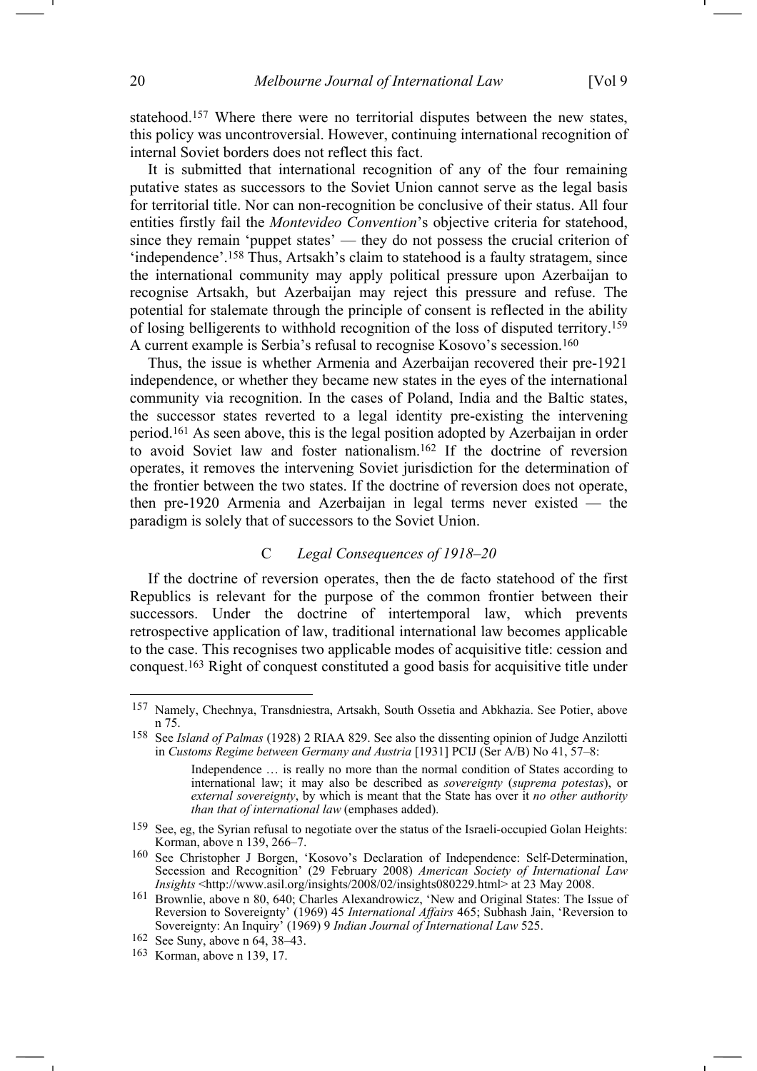statehood.[157] Where there were no territorial disputes between the new states, this policy was uncontroversial. However, continuing international recognition of internal Soviet borders does not reflect this fact.

It is submitted that international recognition of any of the four remaining putative states as successors to the Soviet Union cannot serve as the legal basis for territorial title. Nor can non-recognition be conclusive of their status. All four entities firstly fail the *Montevideo Convention*'s objective criteria for statehood, since they remain 'puppet states' — they do not possess the crucial criterion of 'independence'.[158] Thus, Artsakh's claim to statehood is a faulty stratagem, since the international community may apply political pressure upon Azerbaijan to recognise Artsakh, but Azerbaijan may reject this pressure and refuse. The potential for stalemate through the principle of consent is reflected in the ability of losing belligerents to withhold recognition of the loss of disputed territory.[159] A current example is Serbia's refusal to recognise Kosovo's secession.[160]

Thus, the issue is whether Armenia and Azerbaijan recovered their pre-1921 independence, or whether they became new states in the eyes of the international community via recognition. In the cases of Poland, India and the Baltic states, the successor states reverted to a legal identity pre-existing the intervening period.[161] As seen above, this is the legal position adopted by Azerbaijan in order to avoid Soviet law and foster nationalism.[162] If the doctrine of reversion operates, it removes the intervening Soviet jurisdiction for the determination of the frontier between the two states. If the doctrine of reversion does not operate, then pre-1920 Armenia and Azerbaijan in legal terms never existed — the paradigm is solely that of successors to the Soviet Union.

### C *Legal Consequences of 1918–20*

If the doctrine of reversion operates, then the de facto statehood of the first Republics is relevant for the purpose of the common frontier between their successors. Under the doctrine of intertemporal law, which prevents retrospective application of law, traditional international law becomes applicable to the case. This recognises two applicable modes of acquisitive title: cession and conquest.[163] Right of conquest constituted a good basis for acquisitive title under

---

[157] Namely, Chechnya, Transdniestra, Artsakh, South Ossetia and Abkhazia. See Potier, above n 75.

[158] See *Island of Palmas* (1928) 2 RIAA 829. See also the dissenting opinion of Judge Anzilotti in *Customs Regime between Germany and Austria* [1931] PCIJ (Ser A/B) No 41, 57–8:

> Independence … is really no more than the normal condition of States according to international law; it may also be described as *sovereignty* (*suprema potestas*), or *external sovereignty*, by which is meant that the State has over it *no other authority than that of international law* (emphases added).

[159] See, eg, the Syrian refusal to negotiate over the status of the Israeli-occupied Golan Heights: Korman, above n 139, 266–7.

[160] See Christopher J Borgen, 'Kosovo's Declaration of Independence: Self-Determination, Secession and Recognition' (29 February 2008) *American Society of International Law Insights* <http://www.asil.org/insights/2008/02/insights080229.html> at 23 May 2008.

[161] Brownlie, above n 80, 640; Charles Alexandrowicz, 'New and Original States: The Issue of Reversion to Sovereignty' (1969) 45 *International Affairs* 465; Subhash Jain, 'Reversion to Sovereignty: An Inquiry' (1969) 9 *Indian Journal of International Law* 525.

[162] See Suny, above n 64, 38–43.

[163] Korman, above n 139, 17.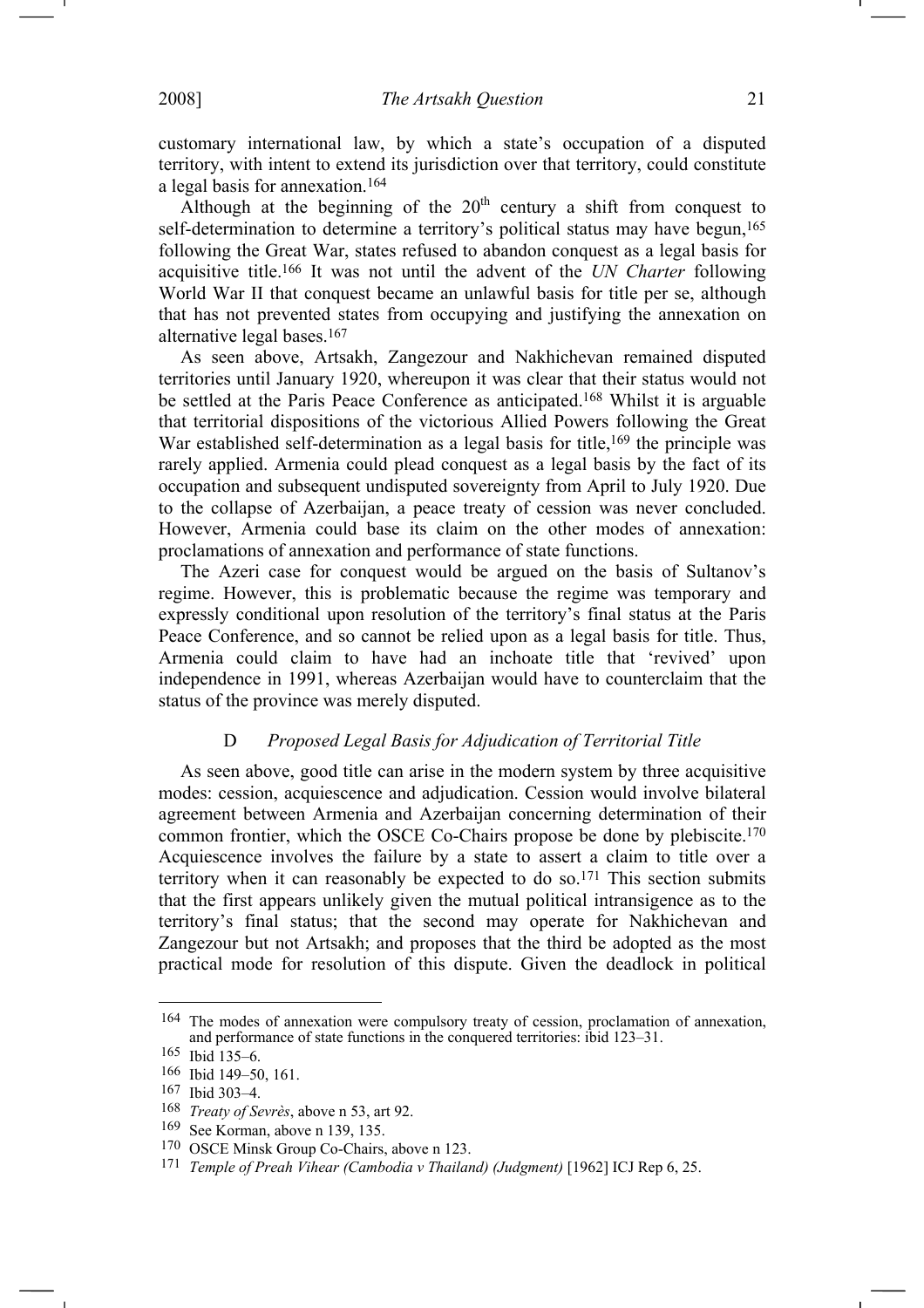customary international law, by which a state's occupation of a disputed territory, with intent to extend its jurisdiction over that territory, could constitute a legal basis for annexation.[164]

Although at the beginning of the 20th century a shift from conquest to self-determination to determine a territory's political status may have begun,[165] following the Great War, states refused to abandon conquest as a legal basis for acquisitive title.[166] It was not until the advent of the *UN Charter* following World War II that conquest became an unlawful basis for title per se, although that has not prevented states from occupying and justifying the annexation on alternative legal bases.[167]

As seen above, Artsakh, Zangezour and Nakhichevan remained disputed territories until January 1920, whereupon it was clear that their status would not be settled at the Paris Peace Conference as anticipated.[168] Whilst it is arguable that territorial dispositions of the victorious Allied Powers following the Great War established self-determination as a legal basis for title,[169] the principle was rarely applied. Armenia could plead conquest as a legal basis by the fact of its occupation and subsequent undisputed sovereignty from April to July 1920. Due to the collapse of Azerbaijan, a peace treaty of cession was never concluded. However, Armenia could base its claim on the other modes of annexation: proclamations of annexation and performance of state functions.

The Azeri case for conquest would be argued on the basis of Sultanov's regime. However, this is problematic because the regime was temporary and expressly conditional upon resolution of the territory's final status at the Paris Peace Conference, and so cannot be relied upon as a legal basis for title. Thus, Armenia could claim to have had an inchoate title that 'revived' upon independence in 1991, whereas Azerbaijan would have to counterclaim that the status of the province was merely disputed.

### D *Proposed Legal Basis for Adjudication of Territorial Title*

As seen above, good title can arise in the modern system by three acquisitive modes: cession, acquiescence and adjudication. Cession would involve bilateral agreement between Armenia and Azerbaijan concerning determination of their common frontier, which the OSCE Co-Chairs propose be done by plebiscite.[170] Acquiescence involves the failure by a state to assert a claim to title over a territory when it can reasonably be expected to do so.[171] This section submits that the first appears unlikely given the mutual political intransigence as to the territory's final status; that the second may operate for Nakhichevan and Zangezour but not Artsakh; and proposes that the third be adopted as the most practical mode for resolution of this dispute. Given the deadlock in political

---

164 The modes of annexation were compulsory treaty of cession, proclamation of annexation, and performance of state functions in the conquered territories: ibid 123–31.

165 Ibid 135–6.

166 Ibid 149–50, 161.

167 Ibid 303–4.

168 *Treaty of Sevrès*, above n 53, art 92.

169 See Korman, above n 139, 135.

170 OSCE Minsk Group Co-Chairs, above n 123.

171 *Temple of Preah Vihear (Cambodia v Thailand) (Judgment)* [1962] ICJ Rep 6, 25.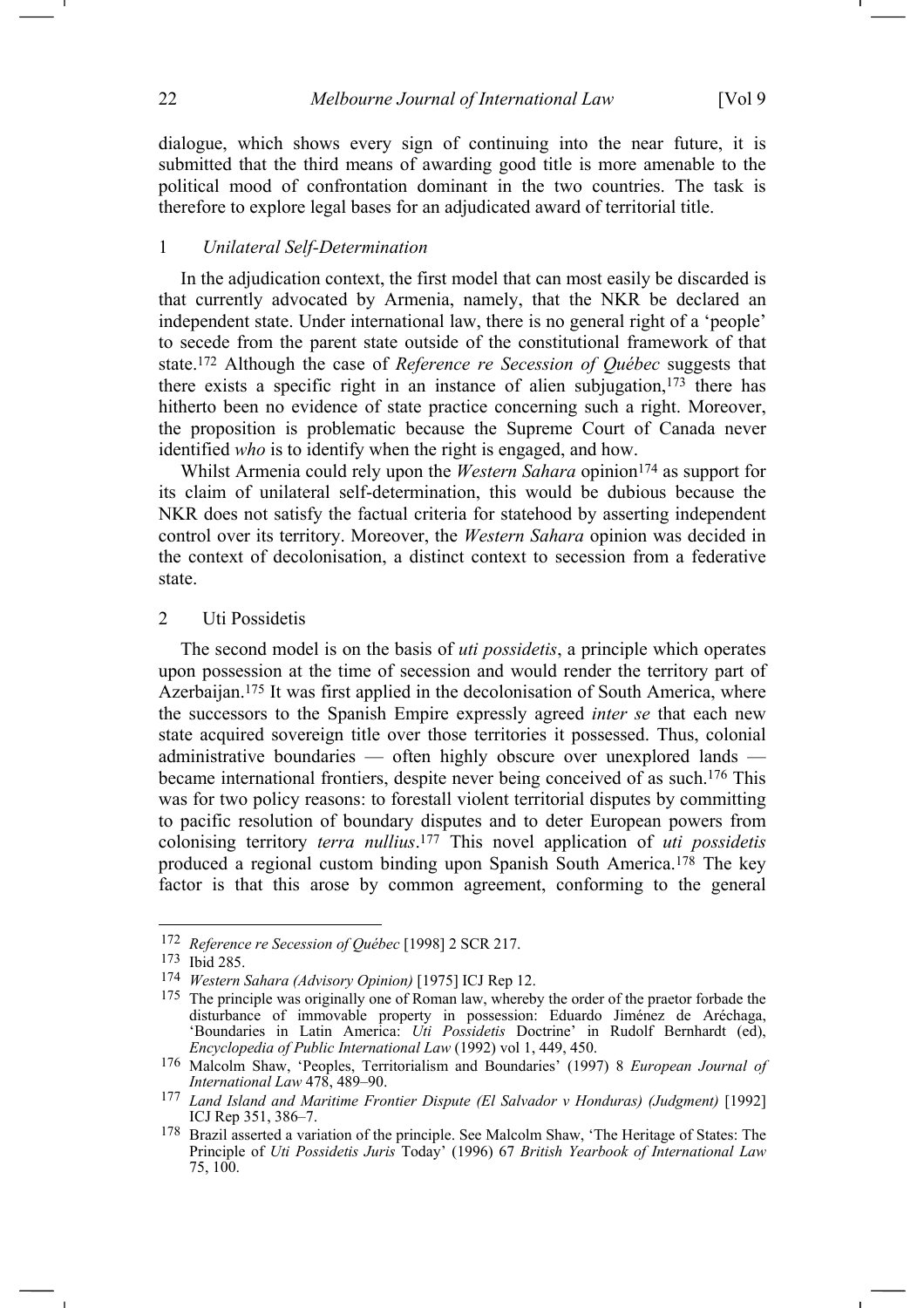dialogue, which shows every sign of continuing into the near future, it is submitted that the third means of awarding good title is more amenable to the political mood of confrontation dominant in the two countries. The task is therefore to explore legal bases for an adjudicated award of territorial title.

### 1 *Unilateral Self-Determination*

In the adjudication context, the first model that can most easily be discarded is that currently advocated by Armenia, namely, that the NKR be declared an independent state. Under international law, there is no general right of a 'people' to secede from the parent state outside of the constitutional framework of that state.[172] Although the case of *Reference re Secession of Québec* suggests that there exists a specific right in an instance of alien subjugation,[173] there has hitherto been no evidence of state practice concerning such a right. Moreover, the proposition is problematic because the Supreme Court of Canada never identified *who* is to identify when the right is engaged, and how.

Whilst Armenia could rely upon the *Western Sahara* opinion[174] as support for its claim of unilateral self-determination, this would be dubious because the NKR does not satisfy the factual criteria for statehood by asserting independent control over its territory. Moreover, the *Western Sahara* opinion was decided in the context of decolonisation, a distinct context to secession from a federative state.

### 2 Uti Possidetis

The second model is on the basis of *uti possidetis*, a principle which operates upon possession at the time of secession and would render the territory part of Azerbaijan.[175] It was first applied in the decolonisation of South America, where the successors to the Spanish Empire expressly agreed *inter se* that each new state acquired sovereign title over those territories it possessed. Thus, colonial administrative boundaries — often highly obscure over unexplored lands — became international frontiers, despite never being conceived of as such.[176] This was for two policy reasons: to forestall violent territorial disputes by committing to pacific resolution of boundary disputes and to deter European powers from colonising territory *terra nullius*.[177] This novel application of *uti possidetis* produced a regional custom binding upon Spanish South America.[178] The key factor is that this arose by common agreement, conforming to the general

---

[172] *Reference re Secession of Québec* [1998] 2 SCR 217.

[173] Ibid 285.

[174] *Western Sahara (Advisory Opinion)* [1975] ICJ Rep 12.

[175] The principle was originally one of Roman law, whereby the order of the praetor forbade the disturbance of immovable property in possession: Eduardo Jiménez de Aréchaga, 'Boundaries in Latin America: *Uti Possidetis* Doctrine' in Rudolf Bernhardt (ed), *Encyclopedia of Public International Law* (1992) vol 1, 449, 450.

[176] Malcolm Shaw, 'Peoples, Territorialism and Boundaries' (1997) 8 *European Journal of International Law* 478, 489–90.

[177] *Land Island and Maritime Frontier Dispute (El Salvador v Honduras) (Judgment)* [1992] ICJ Rep 351, 386–7.

[178] Brazil asserted a variation of the principle. See Malcolm Shaw, 'The Heritage of States: The Principle of *Uti Possidetis Juris* Today' (1996) 67 *British Yearbook of International Law* 75, 100.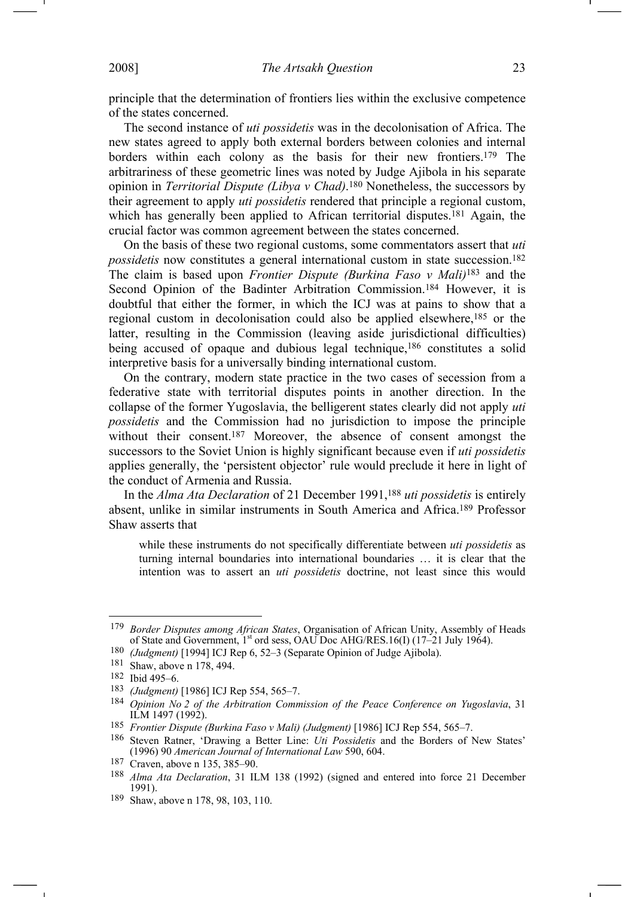principle that the determination of frontiers lies within the exclusive competence of the states concerned.

The second instance of *uti possidetis* was in the decolonisation of Africa. The new states agreed to apply both external borders between colonies and internal borders within each colony as the basis for their new frontiers.[179] The arbitrariness of these geometric lines was noted by Judge Ajibola in his separate opinion in *Territorial Dispute (Libya v Chad)*.[180] Nonetheless, the successors by their agreement to apply *uti possidetis* rendered that principle a regional custom, which has generally been applied to African territorial disputes.[181] Again, the crucial factor was common agreement between the states concerned.

On the basis of these two regional customs, some commentators assert that *uti possidetis* now constitutes a general international custom in state succession.[182] The claim is based upon *Frontier Dispute (Burkina Faso v Mali)*[183] and the Second Opinion of the Badinter Arbitration Commission.[184] However, it is doubtful that either the former, in which the ICJ was at pains to show that a regional custom in decolonisation could also be applied elsewhere,[185] or the latter, resulting in the Commission (leaving aside jurisdictional difficulties) being accused of opaque and dubious legal technique,[186] constitutes a solid interpretive basis for a universally binding international custom.

On the contrary, modern state practice in the two cases of secession from a federative state with territorial disputes points in another direction. In the collapse of the former Yugoslavia, the belligerent states clearly did not apply *uti possidetis* and the Commission had no jurisdiction to impose the principle without their consent.[187] Moreover, the absence of consent amongst the successors to the Soviet Union is highly significant because even if *uti possidetis* applies generally, the 'persistent objector' rule would preclude it here in light of the conduct of Armenia and Russia.

In the *Alma Ata Declaration* of 21 December 1991,[188] *uti possidetis* is entirely absent, unlike in similar instruments in South America and Africa.[189] Professor Shaw asserts that

> while these instruments do not specifically differentiate between *uti possidetis* as turning internal boundaries into international boundaries … it is clear that the intention was to assert an *uti possidetis* doctrine, not least since this would

---

[179] *Border Disputes among African States*, Organisation of African Unity, Assembly of Heads of State and Government, 1st ord sess, OAU Doc AHG/RES.16(I) (17–21 July 1964).

[180] *(Judgment)* [1994] ICJ Rep 6, 52–3 (Separate Opinion of Judge Ajibola).

[181] Shaw, above n 178, 494.

[182] Ibid 495–6.

[183] *(Judgment)* [1986] ICJ Rep 554, 565–7.

[184] *Opinion No 2 of the Arbitration Commission of the Peace Conference on Yugoslavia*, 31 ILM 1497 (1992).

[185] *Frontier Dispute (Burkina Faso v Mali) (Judgment)* [1986] ICJ Rep 554, 565–7.

[186] Steven Ratner, 'Drawing a Better Line: *Uti Possidetis* and the Borders of New States' (1996) 90 *American Journal of International Law* 590, 604.

[187] Craven, above n 135, 385–90.

[188] *Alma Ata Declaration*, 31 ILM 138 (1992) (signed and entered into force 21 December 1991).

[189] Shaw, above n 178, 98, 103, 110.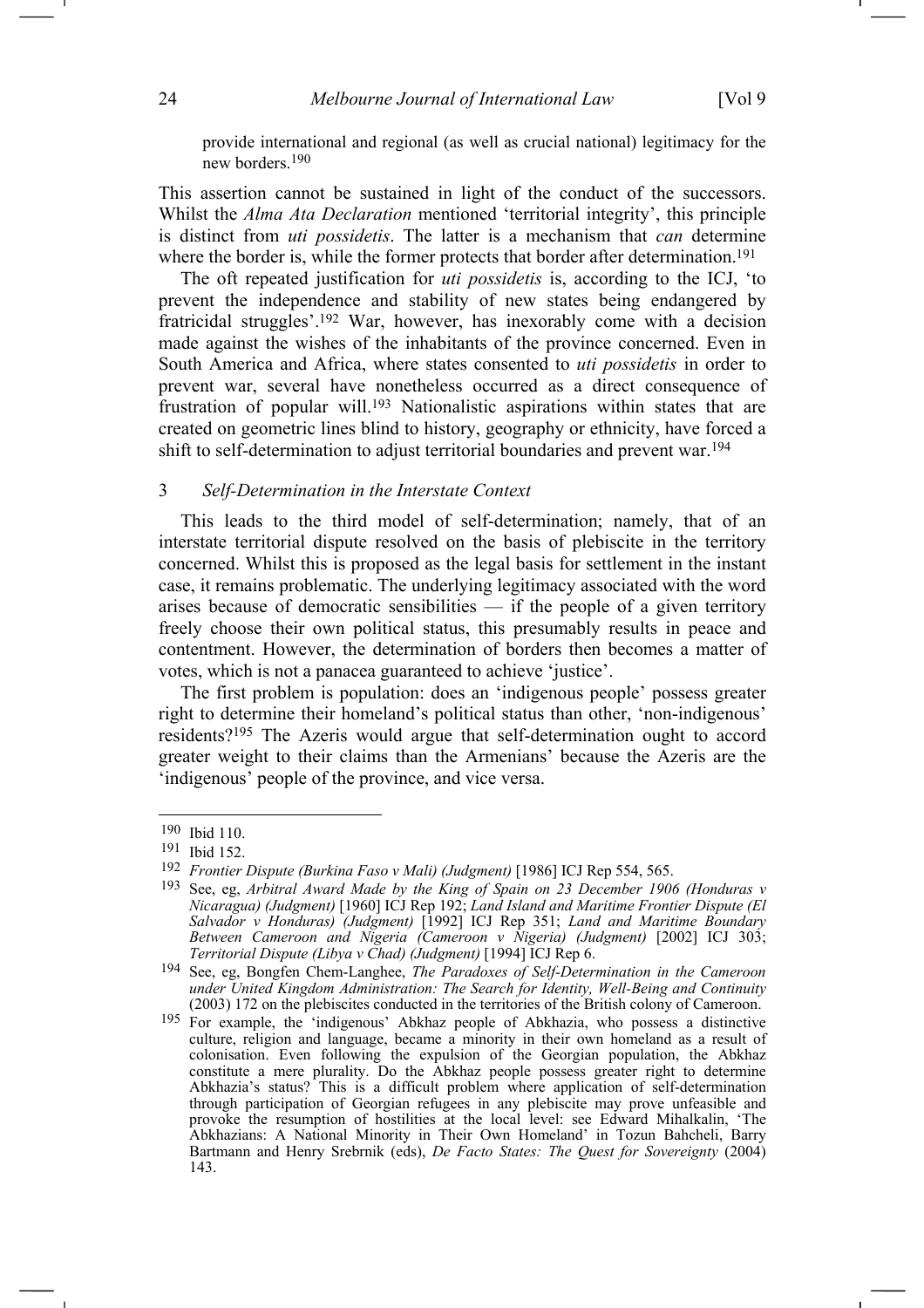provide international and regional (as well as crucial national) legitimacy for the new borders.[190]

This assertion cannot be sustained in light of the conduct of the successors. Whilst the *Alma Ata Declaration* mentioned 'territorial integrity', this principle is distinct from *uti possidetis*. The latter is a mechanism that *can* determine where the border is, while the former protects that border after determination.[191]

The oft repeated justification for *uti possidetis* is, according to the ICJ, 'to prevent the independence and stability of new states being endangered by fratricidal struggles'.[192] War, however, has inexorably come with a decision made against the wishes of the inhabitants of the province concerned. Even in South America and Africa, where states consented to *uti possidetis* in order to prevent war, several have nonetheless occurred as a direct consequence of frustration of popular will.[193] Nationalistic aspirations within states that are created on geometric lines blind to history, geography or ethnicity, have forced a shift to self-determination to adjust territorial boundaries and prevent war.[194]

### 3 *Self-Determination in the Interstate Context*

This leads to the third model of self-determination; namely, that of an interstate territorial dispute resolved on the basis of plebiscite in the territory concerned. Whilst this is proposed as the legal basis for settlement in the instant case, it remains problematic. The underlying legitimacy associated with the word arises because of democratic sensibilities — if the people of a given territory freely choose their own political status, this presumably results in peace and contentment. However, the determination of borders then becomes a matter of votes, which is not a panacea guaranteed to achieve 'justice'.

The first problem is population: does an 'indigenous people' possess greater right to determine their homeland's political status than other, 'non-indigenous' residents?[195] The Azeris would argue that self-determination ought to accord greater weight to their claims than the Armenians' because the Azeris are the 'indigenous' people of the province, and vice versa.

---

[190] Ibid 110.

[191] Ibid 152.

[192] *Frontier Dispute (Burkina Faso v Mali) (Judgment)* [1986] ICJ Rep 554, 565.

[193] See, eg, *Arbitral Award Made by the King of Spain on 23 December 1906 (Honduras v Nicaragua) (Judgment)* [1960] ICJ Rep 192; *Land Island and Maritime Frontier Dispute (El Salvador v Honduras) (Judgment)* [1992] ICJ Rep 351; *Land and Maritime Boundary Between Cameroon and Nigeria (Cameroon v Nigeria) (Judgment)* [2002] ICJ 303; *Territorial Dispute (Libya v Chad) (Judgment)* [1994] ICJ Rep 6.

[194] See, eg, Bongfen Chem-Langhee, *The Paradoxes of Self-Determination in the Cameroon under United Kingdom Administration: The Search for Identity, Well-Being and Continuity* (2003) 172 on the plebiscites conducted in the territories of the British colony of Cameroon.

[195] For example, the 'indigenous' Abkhaz people of Abkhazia, who possess a distinctive culture, religion and language, became a minority in their own homeland as a result of colonisation. Even following the expulsion of the Georgian population, the Abkhaz constitute a mere plurality. Do the Abkhaz people possess greater right to determine Abkhazia's status? This is a difficult problem where application of self-determination through participation of Georgian refugees in any plebiscite may prove unfeasible and provoke the resumption of hostilities at the local level: see Edward Mihalkalin, 'The Abkhazians: A National Minority in Their Own Homeland' in Tozun Bahcheli, Barry Bartmann and Henry Srebrnik (eds), *De Facto States: The Quest for Sovereignty* (2004) 143.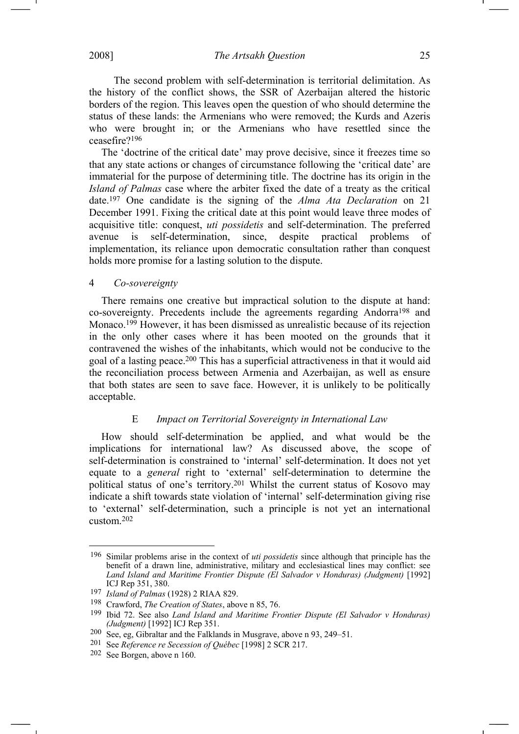The second problem with self-determination is territorial delimitation. As the history of the conflict shows, the SSR of Azerbaijan altered the historic borders of the region. This leaves open the question of who should determine the status of these lands: the Armenians who were removed; the Kurds and Azeris who were brought in; or the Armenians who have resettled since the ceasefire?[196]

The 'doctrine of the critical date' may prove decisive, since it freezes time so that any state actions or changes of circumstance following the 'critical date' are immaterial for the purpose of determining title. The doctrine has its origin in the *Island of Palmas* case where the arbiter fixed the date of a treaty as the critical date.[197] One candidate is the signing of the *Alma Ata Declaration* on 21 December 1991. Fixing the critical date at this point would leave three modes of acquisitive title: conquest, *uti possidetis* and self-determination. The preferred avenue is self-determination, since, despite practical problems of implementation, its reliance upon democratic consultation rather than conquest holds more promise for a lasting solution to the dispute.

#### 4 *Co-sovereignty*

There remains one creative but impractical solution to the dispute at hand: co-sovereignty. Precedents include the agreements regarding Andorra[198] and Monaco.[199] However, it has been dismissed as unrealistic because of its rejection in the only other cases where it has been mooted on the grounds that it contravened the wishes of the inhabitants, which would not be conducive to the goal of a lasting peace.[200] This has a superficial attractiveness in that it would aid the reconciliation process between Armenia and Azerbaijan, as well as ensure that both states are seen to save face. However, it is unlikely to be politically acceptable.

### E *Impact on Territorial Sovereignty in International Law*

How should self-determination be applied, and what would be the implications for international law? As discussed above, the scope of self-determination is constrained to 'internal' self-determination. It does not yet equate to a *general* right to 'external' self-determination to determine the political status of one's territory.[201] Whilst the current status of Kosovo may indicate a shift towards state violation of 'internal' self-determination giving rise to 'external' self-determination, such a principle is not yet an international custom.[202]

---

[196] Similar problems arise in the context of *uti possidetis* since although that principle has the benefit of a drawn line, administrative, military and ecclesiastical lines may conflict: see *Land Island and Maritime Frontier Dispute (El Salvador v Honduras) (Judgment)* [1992] ICJ Rep 351, 380.

[197] *Island of Palmas* (1928) 2 RIAA 829.

[198] Crawford, *The Creation of States*, above n 85, 76.

[199] Ibid 72. See also *Land Island and Maritime Frontier Dispute (El Salvador v Honduras) (Judgment)* [1992] ICJ Rep 351.

[200] See, eg, Gibraltar and the Falklands in Musgrave, above n 93, 249–51.

[201] See *Reference re Secession of Québec* [1998] 2 SCR 217.

[202] See Borgen, above n 160.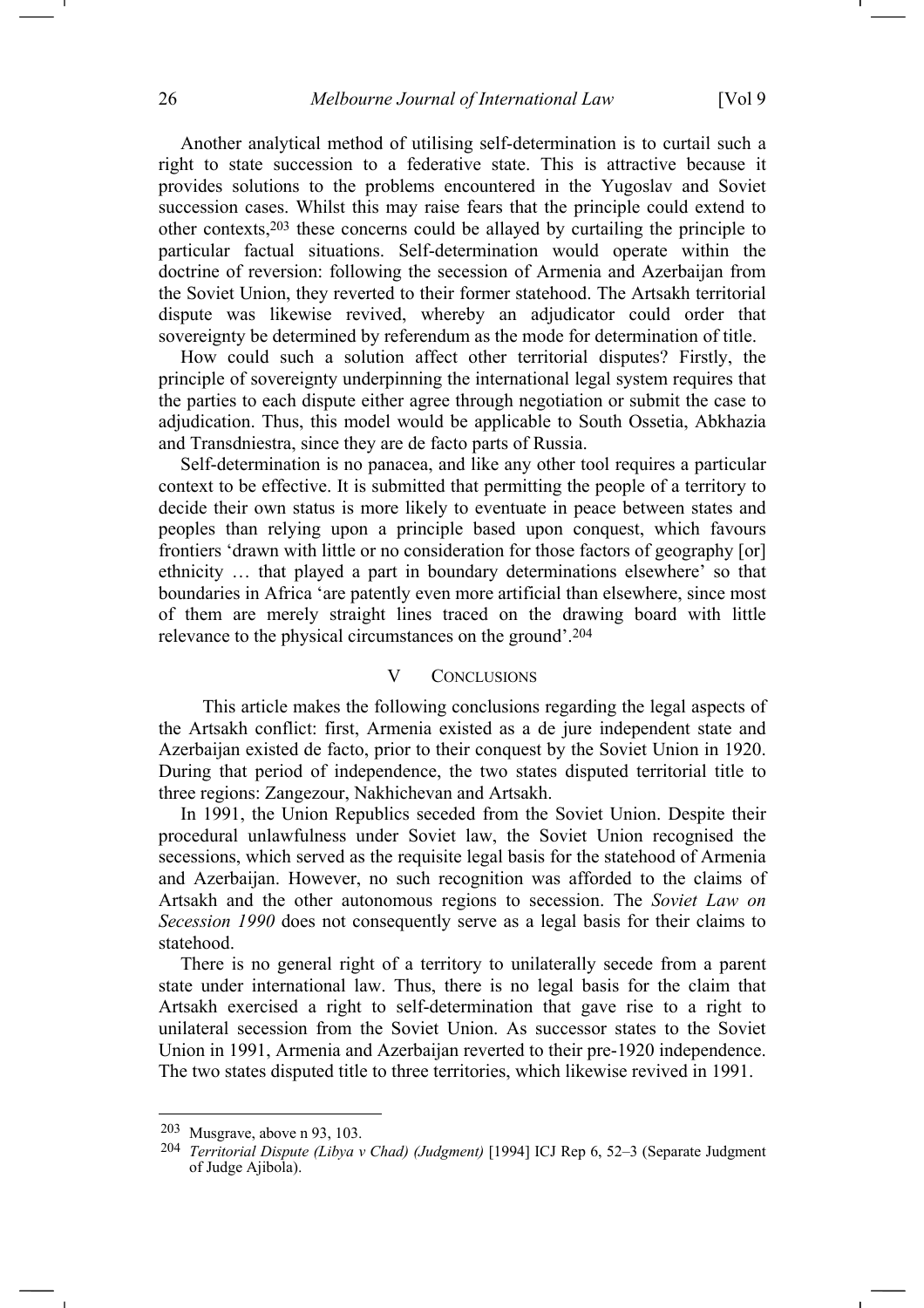Another analytical method of utilising self-determination is to curtail such a right to state succession to a federative state. This is attractive because it provides solutions to the problems encountered in the Yugoslav and Soviet succession cases. Whilst this may raise fears that the principle could extend to other contexts,[203] these concerns could be allayed by curtailing the principle to particular factual situations. Self-determination would operate within the doctrine of reversion: following the secession of Armenia and Azerbaijan from the Soviet Union, they reverted to their former statehood. The Artsakh territorial dispute was likewise revived, whereby an adjudicator could order that sovereignty be determined by referendum as the mode for determination of title.

How could such a solution affect other territorial disputes? Firstly, the principle of sovereignty underpinning the international legal system requires that the parties to each dispute either agree through negotiation or submit the case to adjudication. Thus, this model would be applicable to South Ossetia, Abkhazia and Transdniestra, since they are de facto parts of Russia.

Self-determination is no panacea, and like any other tool requires a particular context to be effective. It is submitted that permitting the people of a territory to decide their own status is more likely to eventuate in peace between states and peoples than relying upon a principle based upon conquest, which favours frontiers 'drawn with little or no consideration for those factors of geography [or] ethnicity … that played a part in boundary determinations elsewhere' so that boundaries in Africa 'are patently even more artificial than elsewhere, since most of them are merely straight lines traced on the drawing board with little relevance to the physical circumstances on the ground'.[204]

## V CONCLUSIONS

This article makes the following conclusions regarding the legal aspects of the Artsakh conflict: first, Armenia existed as a de jure independent state and Azerbaijan existed de facto, prior to their conquest by the Soviet Union in 1920. During that period of independence, the two states disputed territorial title to three regions: Zangezour, Nakhichevan and Artsakh.

In 1991, the Union Republics seceded from the Soviet Union. Despite their procedural unlawfulness under Soviet law, the Soviet Union recognised the secessions, which served as the requisite legal basis for the statehood of Armenia and Azerbaijan. However, no such recognition was afforded to the claims of Artsakh and the other autonomous regions to secession. The *Soviet Law on Secession 1990* does not consequently serve as a legal basis for their claims to statehood.

There is no general right of a territory to unilaterally secede from a parent state under international law. Thus, there is no legal basis for the claim that Artsakh exercised a right to self-determination that gave rise to a right to unilateral secession from the Soviet Union. As successor states to the Soviet Union in 1991, Armenia and Azerbaijan reverted to their pre-1920 independence. The two states disputed title to three territories, which likewise revived in 1991.

---

[203] Musgrave, above n 93, 103.

[204] *Territorial Dispute (Libya v Chad) (Judgment)* [1994] ICJ Rep 6, 52–3 (Separate Judgment of Judge Ajibola).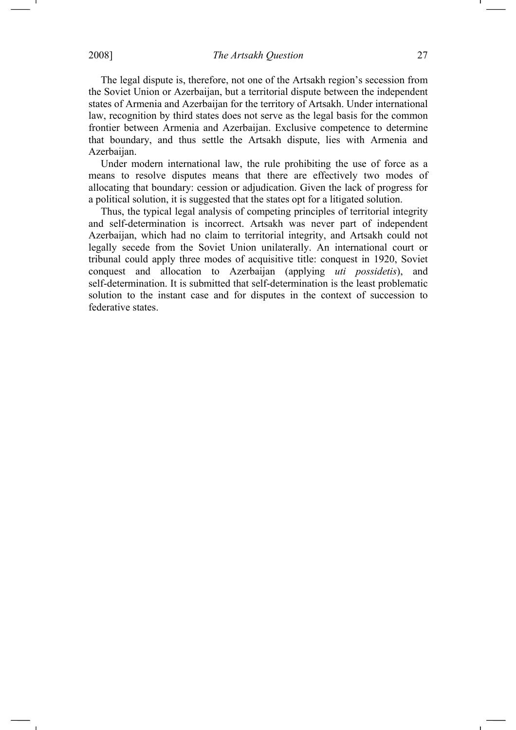The legal dispute is, therefore, not one of the Artsakh region's secession from the Soviet Union or Azerbaijan, but a territorial dispute between the independent states of Armenia and Azerbaijan for the territory of Artsakh. Under international law, recognition by third states does not serve as the legal basis for the common frontier between Armenia and Azerbaijan. Exclusive competence to determine that boundary, and thus settle the Artsakh dispute, lies with Armenia and Azerbaijan.

Under modern international law, the rule prohibiting the use of force as a means to resolve disputes means that there are effectively two modes of allocating that boundary: cession or adjudication. Given the lack of progress for a political solution, it is suggested that the states opt for a litigated solution.

Thus, the typical legal analysis of competing principles of territorial integrity and self-determination is incorrect. Artsakh was never part of independent Azerbaijan, which had no claim to territorial integrity, and Artsakh could not legally secede from the Soviet Union unilaterally. An international court or tribunal could apply three modes of acquisitive title: conquest in 1920, Soviet conquest and allocation to Azerbaijan (applying *uti possidetis*), and self-determination. It is submitted that self-determination is the least problematic solution to the instant case and for disputes in the context of succession to federative states.